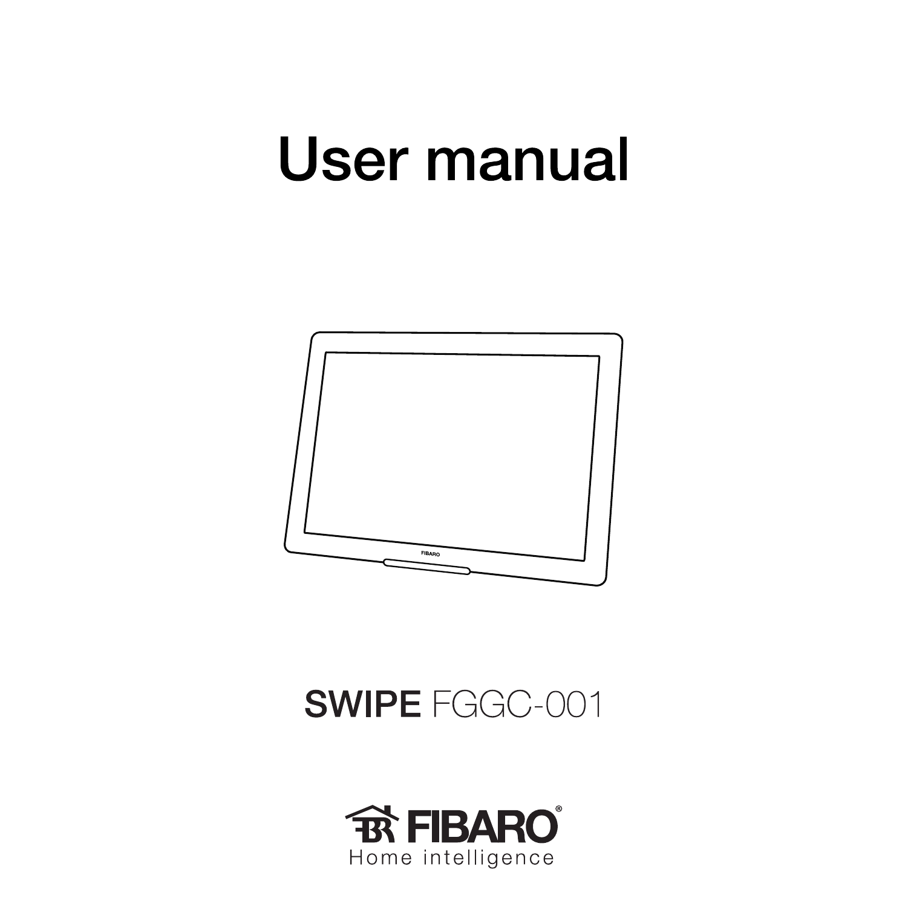# User manual

**SWIPE** FGGC-001

FIBARO®
Home intelligence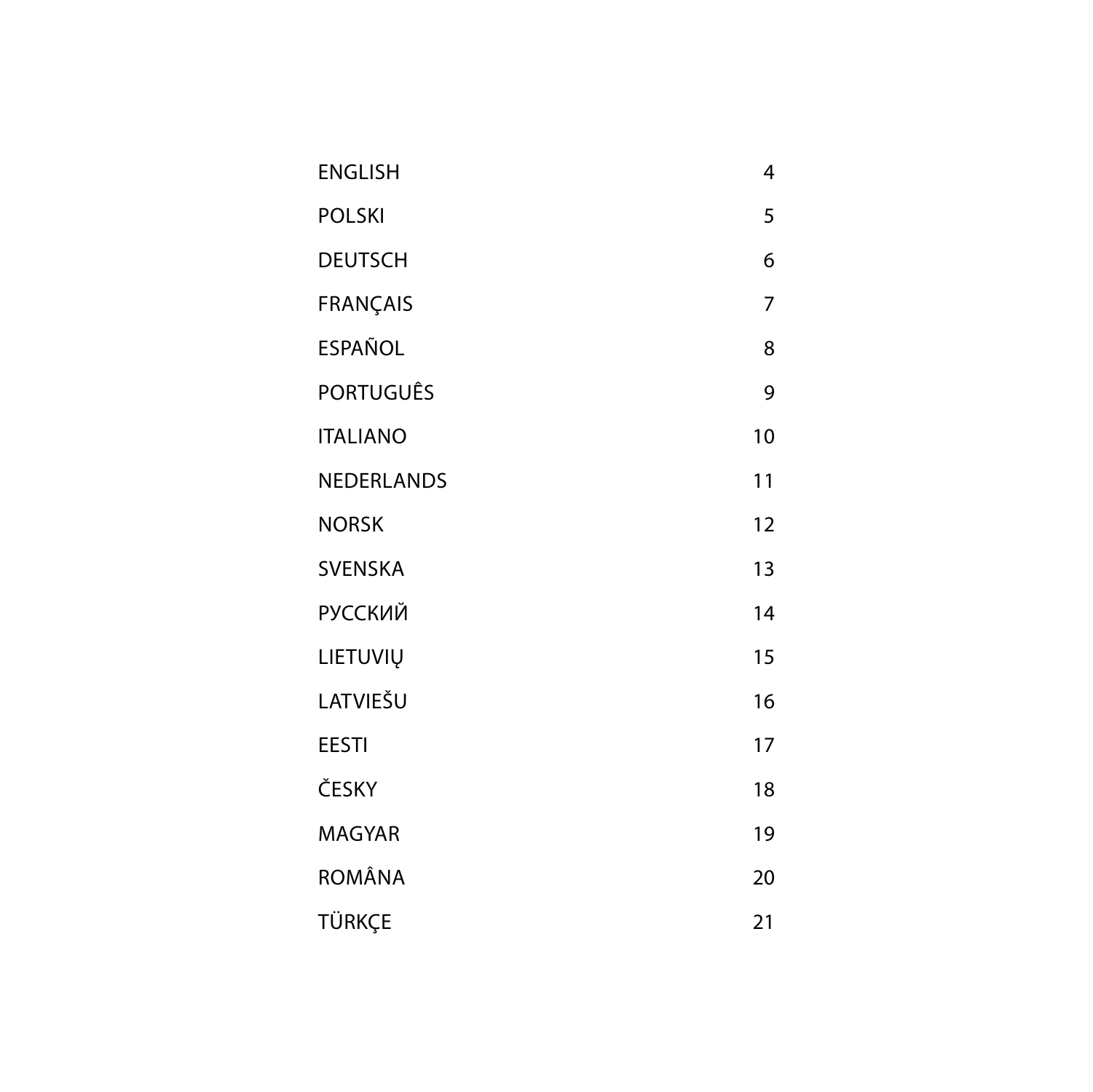| | |
|---|---|
| ENGLISH | 4 |
| POLSKI | 5 |
| DEUTSCH | 6 |
| FRANÇAIS | 7 |
| ESPAÑOL | 8 |
| PORTUGUÊS | 9 |
| ITALIANO | 10 |
| NEDERLANDS | 11 |
| NORSK | 12 |
| SVENSKA | 13 |
| РУССКИЙ | 14 |
| LIETUVIŲ | 15 |
| LATVIEŠU | 16 |
| EESTI | 17 |
| ČESKY | 18 |
| MAGYAR | 19 |
| ROMÂNA | 20 |
| TÜRKÇE | 21 |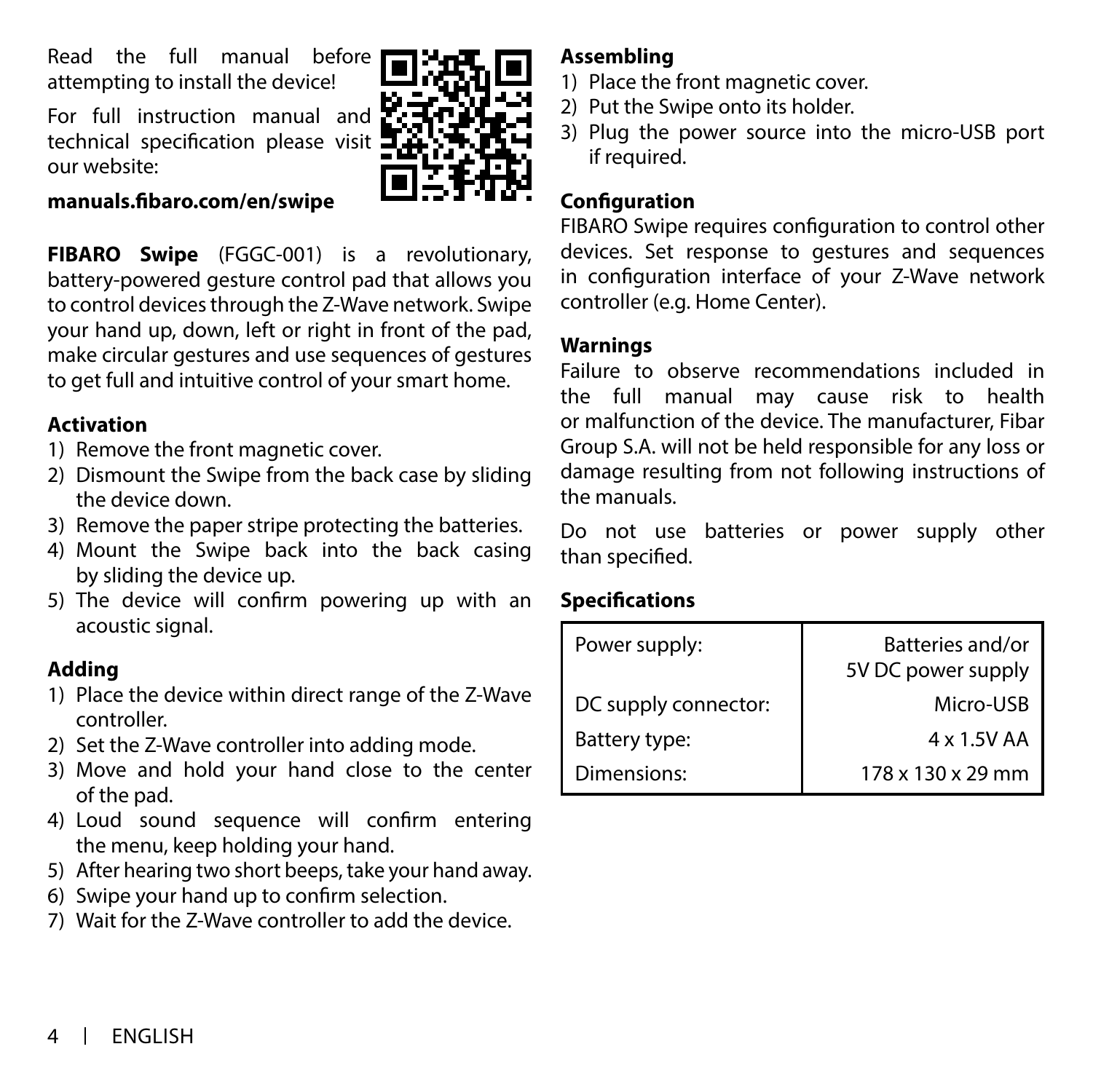Read the full manual before attempting to install the device!

For full instruction manual and technical specification please visit our website:

**manuals.fibaro.com/en/swipe**

**FIBARO Swipe** (FGGC-001) is a revolutionary, battery-powered gesture control pad that allows you to control devices through the Z-Wave network. Swipe your hand up, down, left or right in front of the pad, make circular gestures and use sequences of gestures to get full and intuitive control of your smart home.

### Activation

1) Remove the front magnetic cover.
2) Dismount the Swipe from the back case by sliding the device down.
3) Remove the paper stripe protecting the batteries.
4) Mount the Swipe back into the back casing by sliding the device up.
5) The device will confirm powering up with an acoustic signal.

### Adding

1) Place the device within direct range of the Z-Wave controller.
2) Set the Z-Wave controller into adding mode.
3) Move and hold your hand close to the center of the pad.
4) Loud sound sequence will confirm entering the menu, keep holding your hand.
5) After hearing two short beeps, take your hand away.
6) Swipe your hand up to confirm selection.
7) Wait for the Z-Wave controller to add the device.

### Assembling

1) Place the front magnetic cover.
2) Put the Swipe onto its holder.
3) Plug the power source into the micro-USB port if required.

### Configuration

FIBARO Swipe requires configuration to control other devices. Set response to gestures and sequences in configuration interface of your Z-Wave network controller (e.g. Home Center).

### Warnings

Failure to observe recommendations included in the full manual may cause risk to health or malfunction of the device. The manufacturer, Fibar Group S.A. will not be held responsible for any loss or damage resulting from not following instructions of the manuals.

Do not use batteries or power supply other than specified.

### Specifications

| | |
|---|---|
| Power supply: | Batteries and/or 5V DC power supply |
| DC supply connector: | Micro-USB |
| Battery type: | 4 x 1.5V AA |
| Dimensions: | 178 x 130 x 29 mm |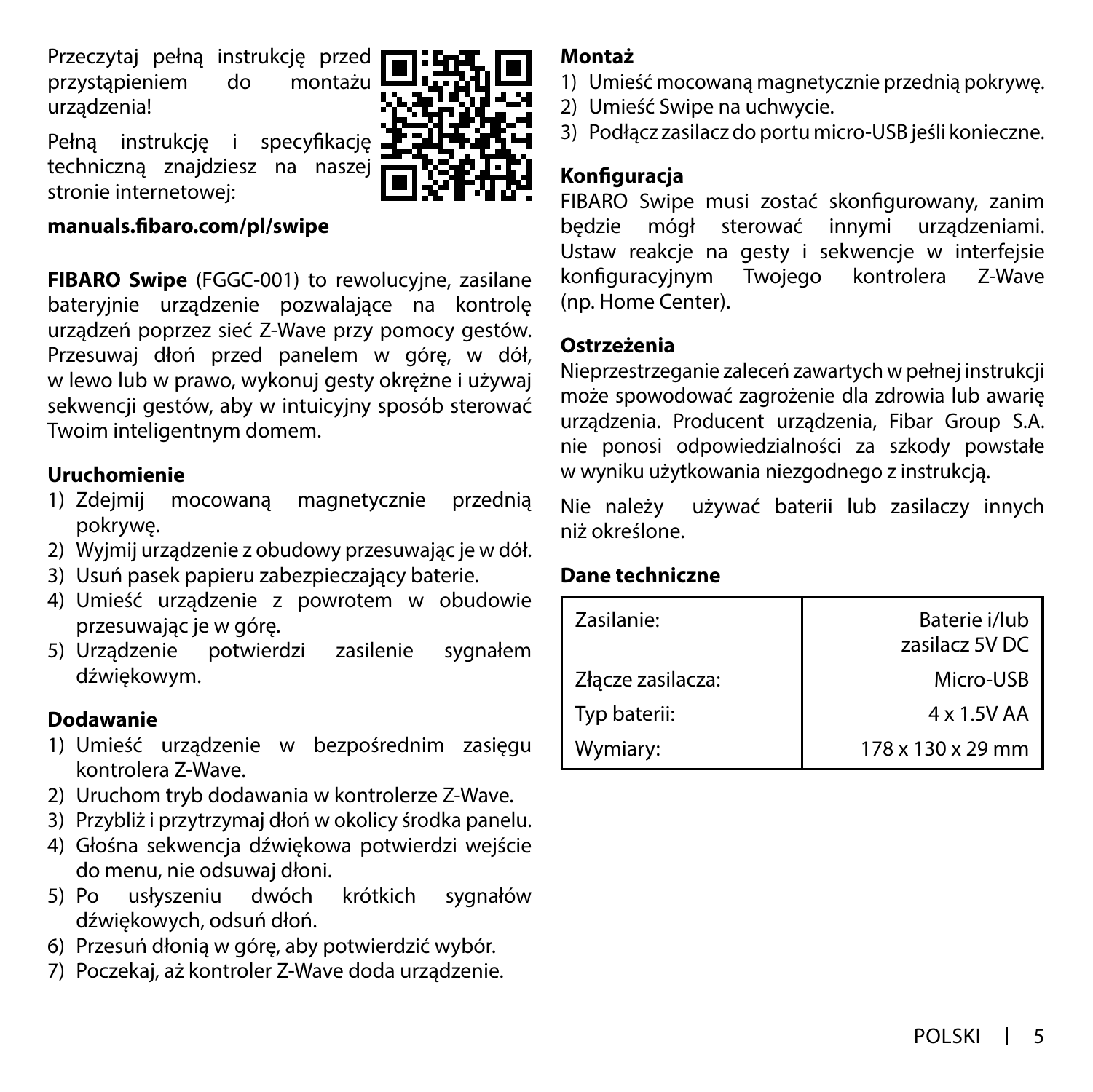Przeczytaj pełną instrukcję przed przystąpieniem do montażu urządzenia!

Pełną instrukcję i specyfikację techniczną znajdziesz na naszej stronie internetowej:

**manuals.fibaro.com/pl/swipe**

**FIBARO Swipe** (FGGC-001) to rewolucyjne, zasilane bateryjnie urządzenie pozwalające na kontrolę urządzeń poprzez sieć Z-Wave przy pomocy gestów. Przesuwaj dłoń przed panelem w górę, w dół, w lewo lub w prawo, wykonuj gesty okrężne i używaj sekwencji gestów, aby w intuicyjny sposób sterować Twoim inteligentnym domem.

**Uruchomienie**

1) Zdejmij mocowaną magnetycznie przednią pokrywę.
2) Wyjmij urządzenie z obudowy przesuwając je w dół.
3) Usuń pasek papieru zabezpieczający baterie.
4) Umieść urządzenie z powrotem w obudowie przesuwając je w górę.
5) Urządzenie potwierdzi zasilenie sygnałem dźwiękowym.

**Dodawanie**

1) Umieść urządzenie w bezpośrednim zasięgu kontrolera Z-Wave.
2) Uruchom tryb dodawania w kontrolerze Z-Wave.
3) Przybliż i przytrzymaj dłoń w okolicy środka panelu.
4) Głośna sekwencja dźwiękowa potwierdzi wejście do menu, nie odsuwaj dłoni.
5) Po usłyszeniu dwóch krótkich sygnałów dźwiękowych, odsuń dłoń.
6) Przesuń dłonią w górę, aby potwierdzić wybór.
7) Poczekaj, aż kontroler Z-Wave doda urządzenie.

**Montaż**

1) Umieść mocowaną magnetycznie przednią pokrywę.
2) Umieść Swipe na uchwycie.
3) Podłącz zasilacz do portu micro-USB jeśli konieczne.

**Konfiguracja**

FIBARO Swipe musi zostać skonfigurowany, zanim będzie mógł sterować innymi urządzeniami. Ustaw reakcje na gesty i sekwencje w interfejsie konfiguracyjnym Twojego kontrolera Z-Wave (np. Home Center).

**Ostrzeżenia**

Nieprzestrzeganie zaleceń zawartych w pełnej instrukcji może spowodować zagrożenie dla zdrowia lub awarię urządzenia. Producent urządzenia, Fibar Group S.A. nie ponosi odpowiedzialności za szkody powstałe w wyniku użytkowania niezgodnego z instrukcją.

Nie należy używać baterii lub zasilaczy innych niż określone.

**Dane techniczne**

| | |
|---|---|
| Zasilanie: | Baterie i/lub zasilacz 5V DC |
| Złącze zasilacza: | Micro-USB |
| Typ baterii: | 4 x 1.5V AA |
| Wymiary: | 178 x 130 x 29 mm |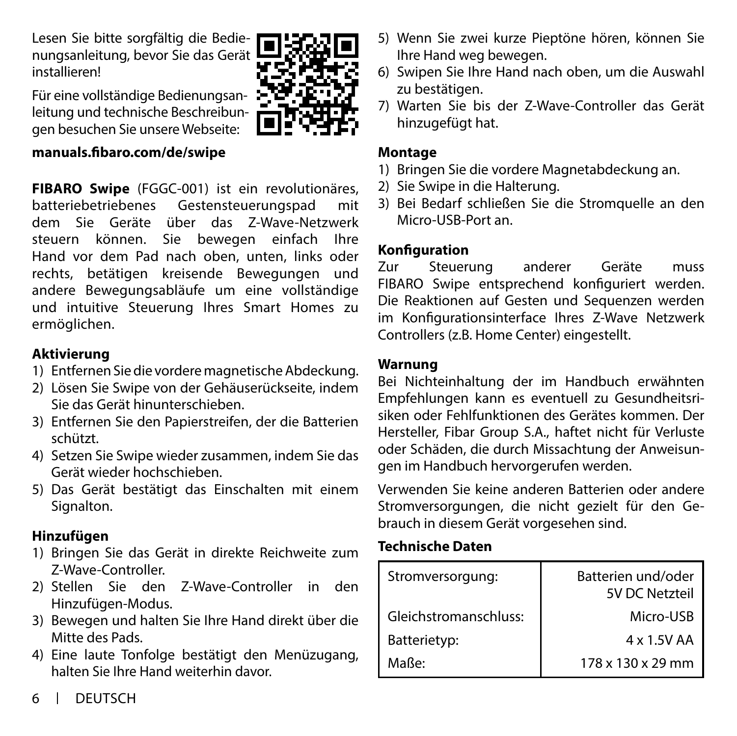Lesen Sie bitte sorgfältig die Bedienungsanleitung, bevor Sie das Gerät installieren!

Für eine vollständige Bedienungsanleitung und technische Beschreibungen besuchen Sie unsere Webseite:

**manuals.fibaro.com/de/swipe**

**FIBARO Swipe** (FGGC-001) ist ein revolutionäres, batteriebetriebenes Gestensteuerungspad mit dem Sie Geräte über das Z-Wave-Netzwerk steuern können. Sie bewegen einfach Ihre Hand vor dem Pad nach oben, unten, links oder rechts, betätigen kreisende Bewegungen und andere Bewegungsabläufe um eine vollständige und intuitive Steuerung Ihres Smart Homes zu ermöglichen.

### Aktivierung

1) Entfernen Sie die vordere magnetische Abdeckung.
2) Lösen Sie Swipe von der Gehäuserückseite, indem Sie das Gerät hinunterschieben.
3) Entfernen Sie den Papierstreifen, der die Batterien schützt.
4) Setzen Sie Swipe wieder zusammen, indem Sie das Gerät wieder hochschieben.
5) Das Gerät bestätigt das Einschalten mit einem Signalton.

### Hinzufügen

1) Bringen Sie das Gerät in direkte Reichweite zum Z-Wave-Controller.
2) Stellen Sie den Z-Wave-Controller in den Hinzufügen-Modus.
3) Bewegen und halten Sie Ihre Hand direkt über die Mitte des Pads.
4) Eine laute Tonfolge bestätigt den Menüzugang, halten Sie Ihre Hand weiterhin davor.
5) Wenn Sie zwei kurze Pieptöne hören, können Sie Ihre Hand weg bewegen.
6) Swipen Sie Ihre Hand nach oben, um die Auswahl zu bestätigen.
7) Warten Sie bis der Z-Wave-Controller das Gerät hinzugefügt hat.

### Montage

1) Bringen Sie die vordere Magnetabdeckung an.
2) Sie Swipe in die Halterung.
3) Bei Bedarf schließen Sie die Stromquelle an den Micro-USB-Port an.

### Konfiguration

Zur Steuerung anderer Geräte muss FIBARO Swipe entsprechend konfiguriert werden. Die Reaktionen auf Gesten und Sequenzen werden im Konfigurationsinterface Ihres Z-Wave Netzwerk Controllers (z.B. Home Center) eingestellt.

### Warnung

Bei Nichteinhaltung der im Handbuch erwähnten Empfehlungen kann es eventuell zu Gesundheitsrisiken oder Fehlfunktionen des Gerätes kommen. Der Hersteller, Fibar Group S.A., haftet nicht für Verluste oder Schäden, die durch Missachtung der Anweisungen im Handbuch hervorgerufen werden.

Verwenden Sie keine anderen Batterien oder andere Stromversorgungen, die nicht gezielt für den Gebrauch in diesem Gerät vorgesehen sind.

### Technische Daten

| | |
|---|---|
| Stromversorgung: | Batterien und/oder 5V DC Netzteil |
| Gleichstromanschluss: | Micro-USB |
| Batterietyp: | 4 x 1.5V AA |
| Maße: | 178 x 130 x 29 mm |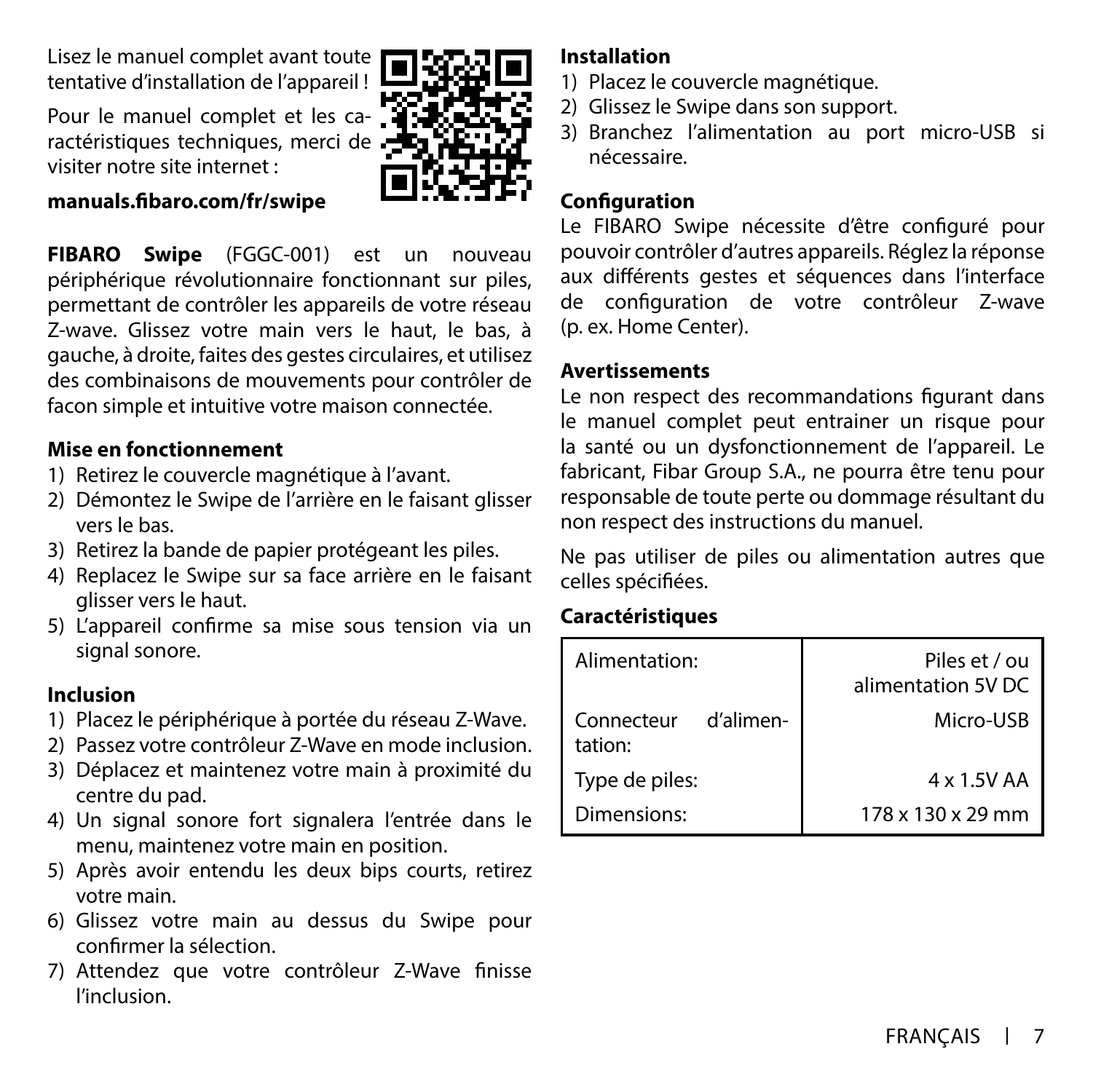Lisez le manuel complet avant toute tentative d'installation de l'appareil !

Pour le manuel complet et les caractéristiques techniques, merci de visiter notre site internet :

**manuals.fibaro.com/fr/swipe**

**FIBARO Swipe** (FGGC-001) est un nouveau périphérique révolutionnaire fonctionnant sur piles, permettant de contrôler les appareils de votre réseau Z-wave. Glissez votre main vers le haut, le bas, à gauche, à droite, faites des gestes circulaires, et utilisez des combinaisons de mouvements pour contrôler de facon simple et intuitive votre maison connectée.

**Mise en fonctionnement**

1) Retirez le couvercle magnétique à l'avant.
2) Démontez le Swipe de l'arrière en le faisant glisser vers le bas.
3) Retirez la bande de papier protégeant les piles.
4) Replacez le Swipe sur sa face arrière en le faisant glisser vers le haut.
5) L'appareil confirme sa mise sous tension via un signal sonore.

**Inclusion**

1) Placez le périphérique à portée du réseau Z-Wave.
2) Passez votre contrôleur Z-Wave en mode inclusion.
3) Déplacez et maintenez votre main à proximité du centre du pad.
4) Un signal sonore fort signalera l'entrée dans le menu, maintenez votre main en position.
5) Après avoir entendu les deux bips courts, retirez votre main.
6) Glissez votre main au dessus du Swipe pour confirmer la sélection.
7) Attendez que votre contrôleur Z-Wave finisse l'inclusion.

**Installation**

1) Placez le couvercle magnétique.
2) Glissez le Swipe dans son support.
3) Branchez l'alimentation au port micro-USB si nécessaire.

**Configuration**

Le FIBARO Swipe nécessite d'être configuré pour pouvoir contrôler d'autres appareils. Réglez la réponse aux différents gestes et séquences dans l'interface de configuration de votre contrôleur Z-wave (p. ex. Home Center).

**Avertissements**

Le non respect des recommandations figurant dans le manuel complet peut entrainer un risque pour la santé ou un dysfonctionnement de l'appareil. Le fabricant, Fibar Group S.A., ne pourra être tenu pour responsable de toute perte ou dommage résultant du non respect des instructions du manuel.

Ne pas utiliser de piles ou alimentation autres que celles spécifiées.

**Caractéristiques**

| | |
|---|---|
| Alimentation: | Piles et / ou alimentation 5V DC |
| Connecteur d'alimentation: | Micro-USB |
| Type de piles: | 4 x 1.5V AA |
| Dimensions: | 178 x 130 x 29 mm |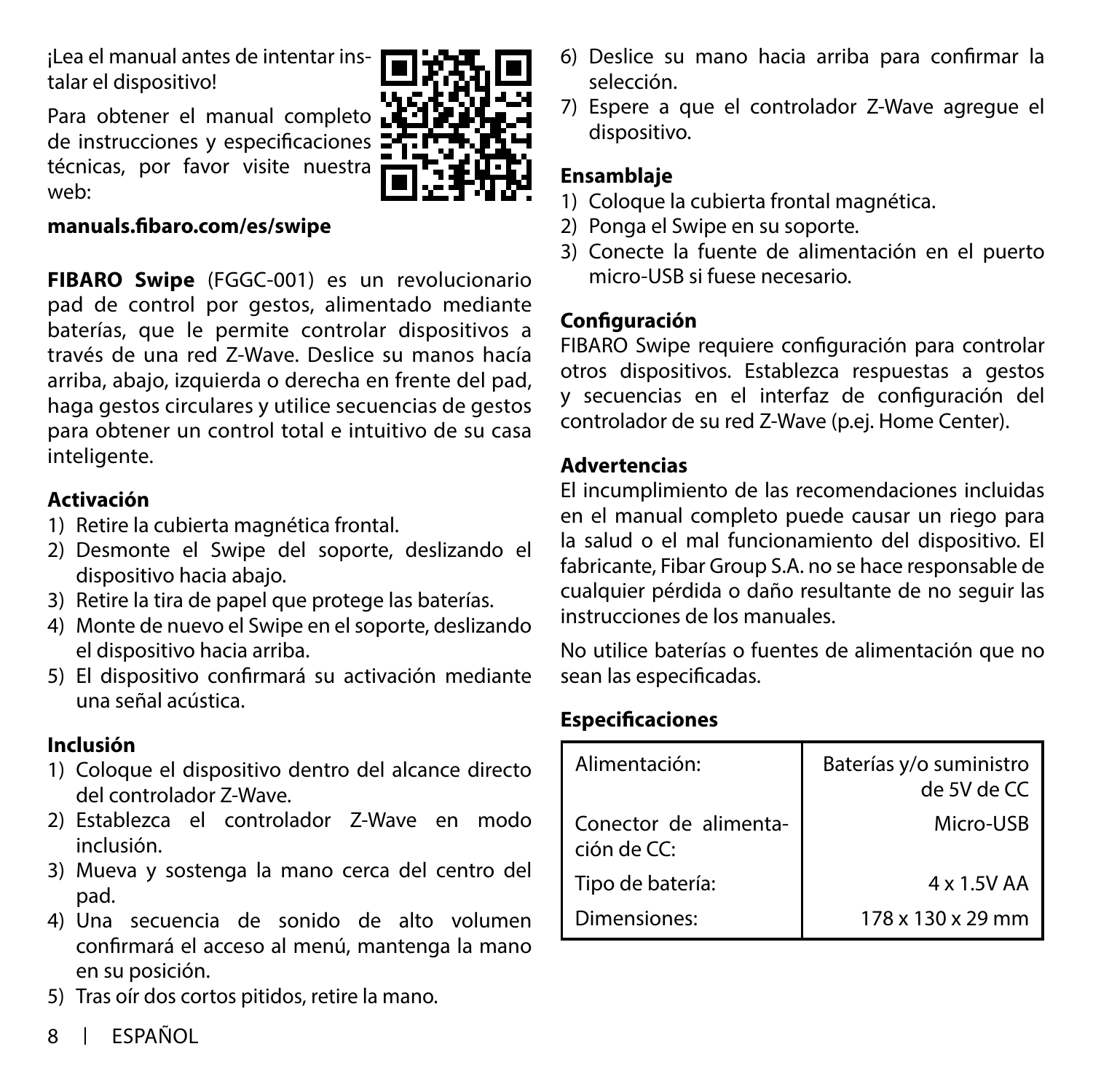¡Lea el manual antes de intentar instalar el dispositivo!

Para obtener el manual completo de instrucciones y especificaciones técnicas, por favor visite nuestra web:

**manuals.fibaro.com/es/swipe**

**FIBARO Swipe** (FGGC-001) es un revolucionario pad de control por gestos, alimentado mediante baterías, que le permite controlar dispositivos a través de una red Z-Wave. Deslice su manos hacía arriba, abajo, izquierda o derecha en frente del pad, haga gestos circulares y utilice secuencias de gestos para obtener un control total e intuitivo de su casa inteligente.

**Activación**

1) Retire la cubierta magnética frontal.
2) Desmonte el Swipe del soporte, deslizando el dispositivo hacia abajo.
3) Retire la tira de papel que protege las baterías.
4) Monte de nuevo el Swipe en el soporte, deslizando el dispositivo hacia arriba.
5) El dispositivo confirmará su activación mediante una señal acústica.

**Inclusión**

1) Coloque el dispositivo dentro del alcance directo del controlador Z-Wave.
2) Establezca el controlador Z-Wave en modo inclusión.
3) Mueva y sostenga la mano cerca del centro del pad.
4) Una secuencia de sonido de alto volumen confirmará el acceso al menú, mantenga la mano en su posición.
5) Tras oír dos cortos pitidos, retire la mano.
6) Deslice su mano hacia arriba para confirmar la selección.
7) Espere a que el controlador Z-Wave agregue el dispositivo.

**Ensamblaje**

1) Coloque la cubierta frontal magnética.
2) Ponga el Swipe en su soporte.
3) Conecte la fuente de alimentación en el puerto micro-USB si fuese necesario.

**Configuración**

FIBARO Swipe requiere configuración para controlar otros dispositivos. Establezca respuestas a gestos y secuencias en el interfaz de configuración del controlador de su red Z-Wave (p.ej. Home Center).

**Advertencias**

El incumplimiento de las recomendaciones incluidas en el manual completo puede causar un riego para la salud o el mal funcionamiento del dispositivo. El fabricante, Fibar Group S.A. no se hace responsable de cualquier pérdida o daño resultante de no seguir las instrucciones de los manuales.

No utilice baterías o fuentes de alimentación que no sean las especificadas.

**Especificaciones**

| | |
|---|---|
| Alimentación: | Baterías y/o suministro de 5V de CC |
| Conector de alimentación de CC: | Micro-USB |
| Tipo de batería: | 4 x 1.5V AA |
| Dimensiones: | 178 x 130 x 29 mm |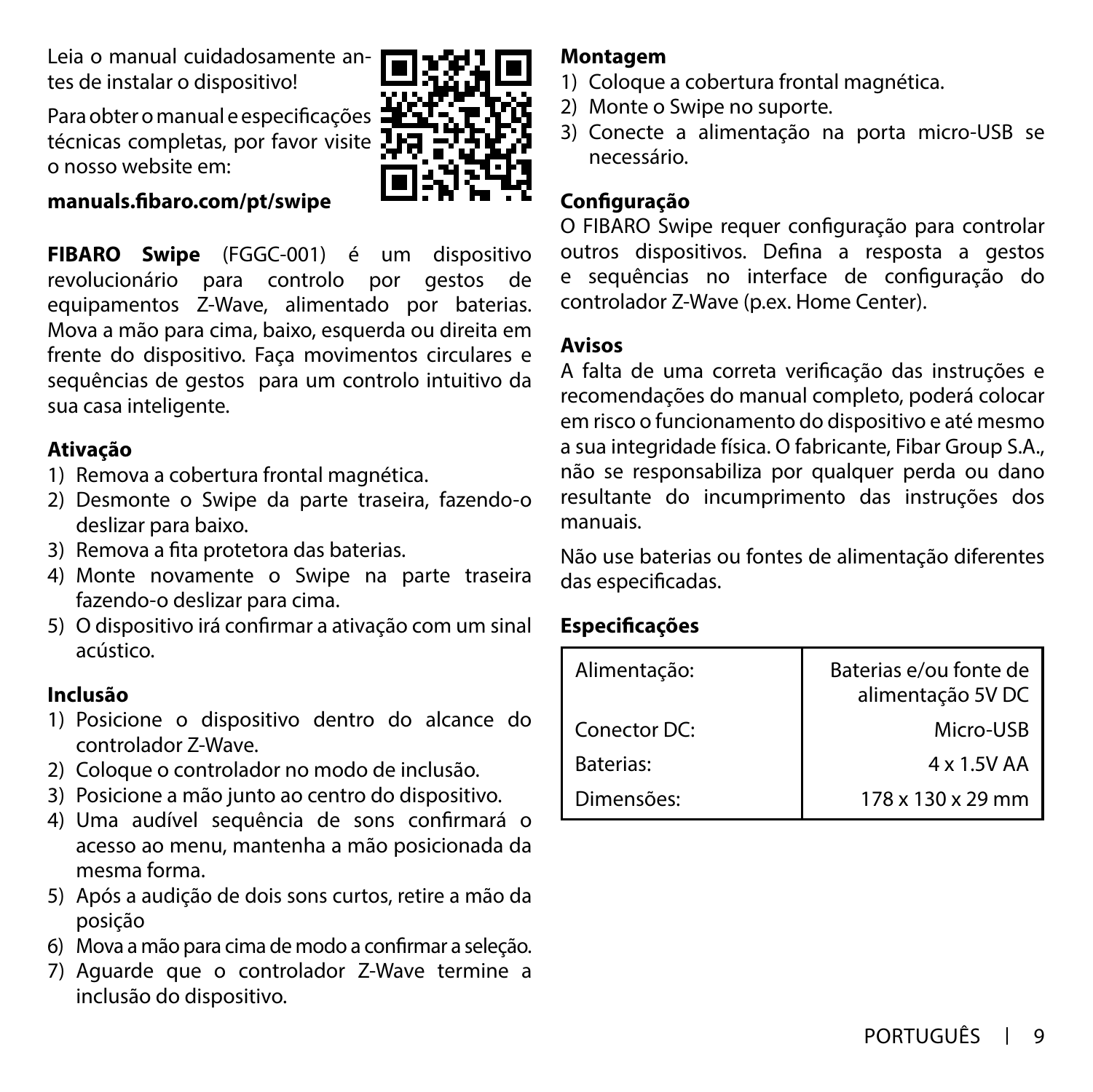Leia o manual cuidadosamente antes de instalar o dispositivo!

Para obter o manual e especificações técnicas completas, por favor visite o nosso website em:

**manuals.fibaro.com/pt/swipe**

**FIBARO Swipe** (FGGC-001) é um dispositivo revolucionário para controlo por gestos de equipamentos Z-Wave, alimentado por baterias. Mova a mão para cima, baixo, esquerda ou direita em frente do dispositivo. Faça movimentos circulares e sequências de gestos para um controlo intuitivo da sua casa inteligente.

**Ativação**

1) Remova a cobertura frontal magnética.
2) Desmonte o Swipe da parte traseira, fazendo-o deslizar para baixo.
3) Remova a fita protetora das baterias.
4) Monte novamente o Swipe na parte traseira fazendo-o deslizar para cima.
5) O dispositivo irá confirmar a ativação com um sinal acústico.

**Inclusão**

1) Posicione o dispositivo dentro do alcance do controlador Z-Wave.
2) Coloque o controlador no modo de inclusão.
3) Posicione a mão junto ao centro do dispositivo.
4) Uma audível sequência de sons confirmará o acesso ao menu, mantenha a mão posicionada da mesma forma.
5) Após a audição de dois sons curtos, retire a mão da posição
6) Mova a mão para cima de modo a confirmar a seleção.
7) Aguarde que o controlador Z-Wave termine a inclusão do dispositivo.

**Montagem**

1) Coloque a cobertura frontal magnética.
2) Monte o Swipe no suporte.
3) Conecte a alimentação na porta micro-USB se necessário.

**Configuração**

O FIBARO Swipe requer configuração para controlar outros dispositivos. Defina a resposta a gestos e sequências no interface de configuração do controlador Z-Wave (p.ex. Home Center).

**Avisos**

A falta de uma correta verificação das instruções e recomendações do manual completo, poderá colocar em risco o funcionamento do dispositivo e até mesmo a sua integridade física. O fabricante, Fibar Group S.A., não se responsabiliza por qualquer perda ou dano resultante do incumprimento das instruções dos manuais.

Não use baterias ou fontes de alimentação diferentes das especificadas.

**Especificações**

| | |
|---|---|
| Alimentação: | Baterias e/ou fonte de alimentação 5V DC |
| Conector DC: | Micro-USB |
| Baterias: | 4 x 1.5V AA |
| Dimensões: | 178 x 130 x 29 mm |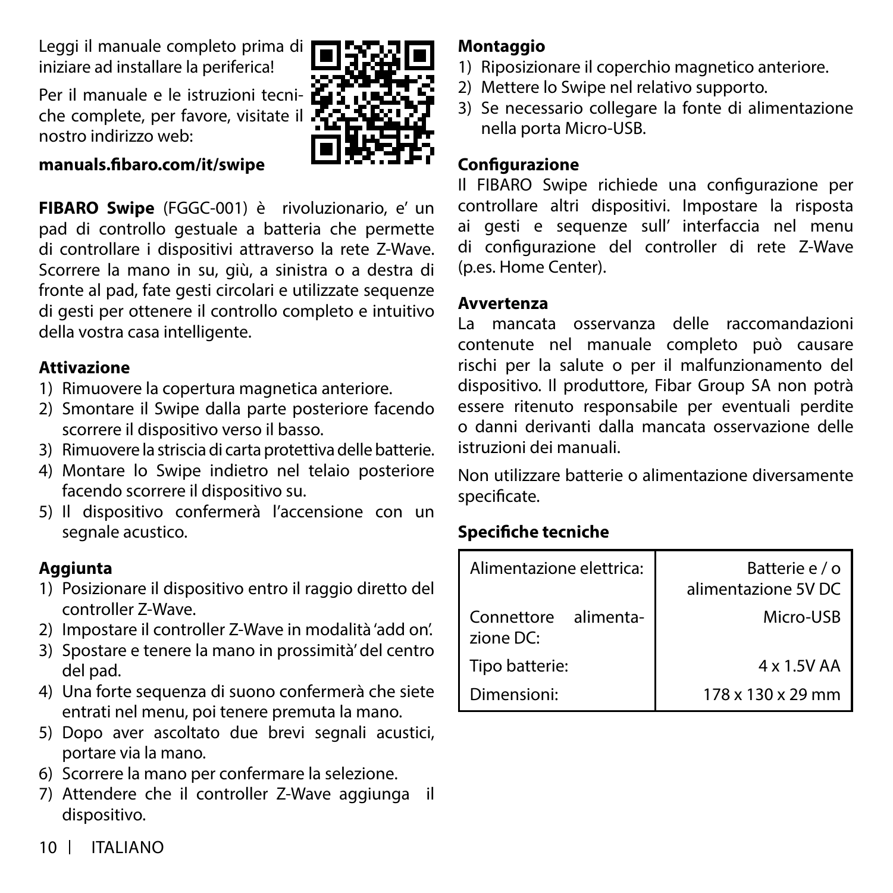Leggi il manuale completo prima di iniziare ad installare la periferica!

Per il manuale e le istruzioni tecniche complete, per favore, visitate il nostro indirizzo web:

**manuals.fibaro.com/it/swipe**

**FIBARO Swipe** (FGGC-001) è rivoluzionario, e' un pad di controllo gestuale a batteria che permette di controllare i dispositivi attraverso la rete Z-Wave. Scorrere la mano in su, giù, a sinistra o a destra di fronte al pad, fate gesti circolari e utilizzate sequenze di gesti per ottenere il controllo completo e intuitivo della vostra casa intelligente.

### Attivazione

1) Rimuovere la copertura magnetica anteriore.
2) Smontare il Swipe dalla parte posteriore facendo scorrere il dispositivo verso il basso.
3) Rimuovere la striscia di carta protettiva delle batterie.
4) Montare lo Swipe indietro nel telaio posteriore facendo scorrere il dispositivo su.
5) Il dispositivo confermerà l'accensione con un segnale acustico.

### Aggiunta

1) Posizionare il dispositivo entro il raggio diretto del controller Z-Wave.
2) Impostare il controller Z-Wave in modalità 'add on'.
3) Spostare e tenere la mano in prossimità' del centro del pad.
4) Una forte sequenza di suono confermerà che siete entrati nel menu, poi tenere premuta la mano.
5) Dopo aver ascoltato due brevi segnali acustici, portare via la mano.
6) Scorrere la mano per confermare la selezione.
7) Attendere che il controller Z-Wave aggiunga il dispositivo.

### Montaggio

1) Riposizionare il coperchio magnetico anteriore.
2) Mettere lo Swipe nel relativo supporto.
3) Se necessario collegare la fonte di alimentazione nella porta Micro-USB.

### Configurazione

Il FIBARO Swipe richiede una configurazione per controllare altri dispositivi. Impostare la risposta ai gesti e sequenze sull' interfaccia nel menu di configurazione del controller di rete Z-Wave (p.es. Home Center).

### Avvertenza

La mancata osservanza delle raccomandazioni contenute nel manuale completo può causare rischi per la salute o per il malfunzionamento del dispositivo. Il produttore, Fibar Group SA non potrà essere ritenuto responsabile per eventuali perdite o danni derivanti dalla mancata osservazione delle istruzioni dei manuali.

Non utilizzare batterie o alimentazione diversamente specificate.

### Specifiche tecniche

| | |
|---|---|
| Alimentazione elettrica: | Batterie e / o alimentazione 5V DC |
| Connettore alimentazione DC: | Micro-USB |
| Tipo batterie: | 4 x 1.5V AA |
| Dimensioni: | 178 x 130 x 29 mm |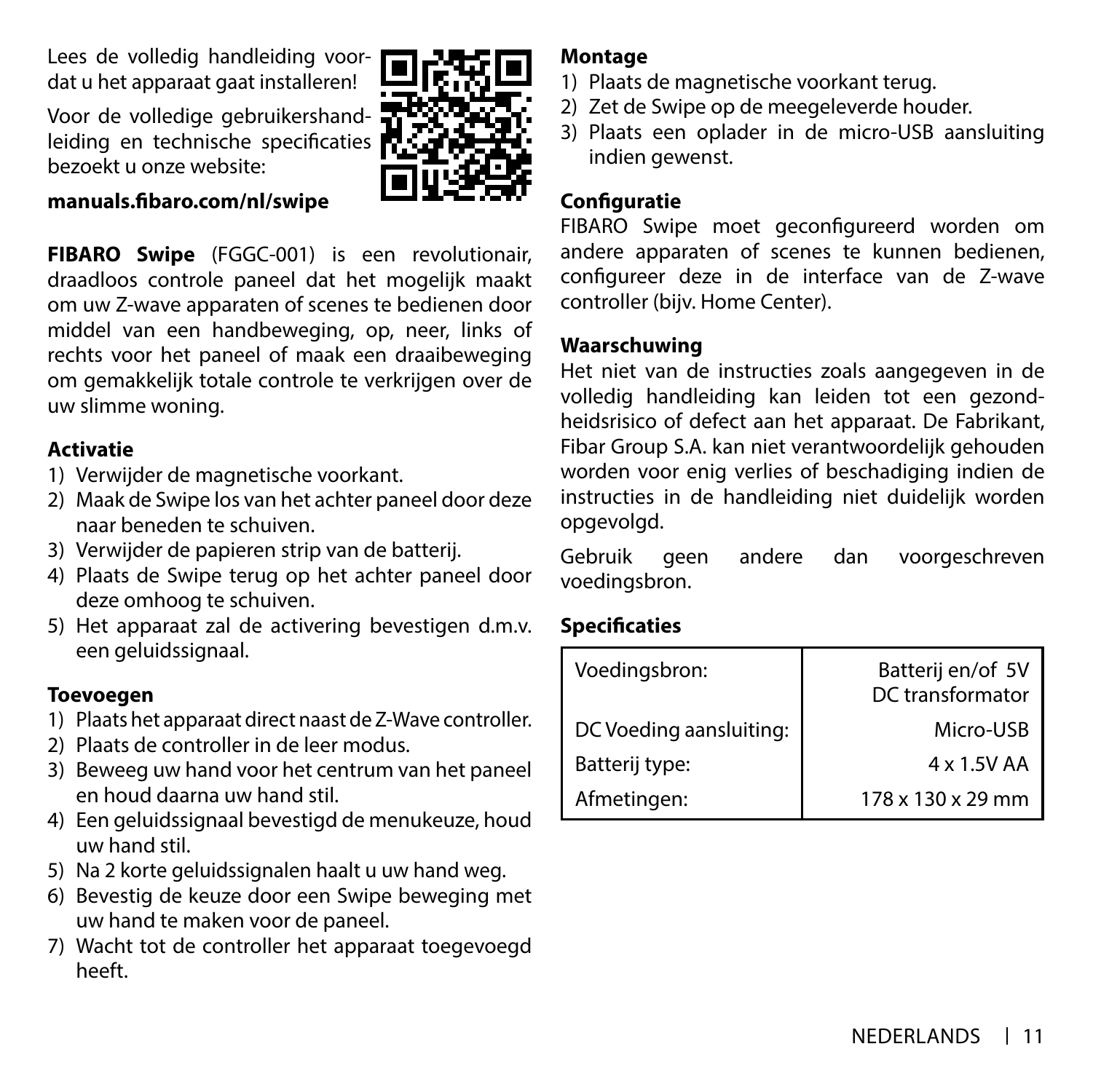Lees de volledig handleiding voordat u het apparaat gaat installeren!

Voor de volledige gebruikershandleiding en technische specificaties bezoekt u onze website:

**manuals.fibaro.com/nl/swipe**

**FIBARO Swipe** (FGGC-001) is een revolutionair, draadloos controle paneel dat het mogelijk maakt om uw Z-wave apparaten of scenes te bedienen door middel van een handbeweging, op, neer, links of rechts voor het paneel of maak een draaibeweging om gemakkelijk totale controle te verkrijgen over de uw slimme woning.

**Activatie**

1) Verwijder de magnetische voorkant.
2) Maak de Swipe los van het achter paneel door deze naar beneden te schuiven.
3) Verwijder de papieren strip van de batterij.
4) Plaats de Swipe terug op het achter paneel door deze omhoog te schuiven.
5) Het apparaat zal de activering bevestigen d.m.v. een geluidssignaal.

**Toevoegen**

1) Plaats het apparaat direct naast de Z-Wave controller.
2) Plaats de controller in de leer modus.
3) Beweeg uw hand voor het centrum van het paneel en houd daarna uw hand stil.
4) Een geluidssignaal bevestigd de menukeuze, houd uw hand stil.
5) Na 2 korte geluidssignalen haalt u uw hand weg.
6) Bevestig de keuze door een Swipe beweging met uw hand te maken voor de paneel.
7) Wacht tot de controller het apparaat toegevoegd heeft.

**Montage**

1) Plaats de magnetische voorkant terug.
2) Zet de Swipe op de meegeleverde houder.
3) Plaats een oplader in de micro-USB aansluiting indien gewenst.

**Configuratie**

FIBARO Swipe moet geconfigureerd worden om andere apparaten of scenes te kunnen bedienen, configureer deze in de interface van de Z-wave controller (bijv. Home Center).

**Waarschuwing**

Het niet van de instructies zoals aangegeven in de volledig handleiding kan leiden tot een gezondheidsrisico of defect aan het apparaat. De Fabrikant, Fibar Group S.A. kan niet verantwoordelijk gehouden worden voor enig verlies of beschadiging indien de instructies in de handleiding niet duidelijk worden opgevolgd.

Gebruik geen andere dan voorgeschreven voedingsbron.

**Specificaties**

| | |
|---|---|
| Voedingsbron: | Batterij en/of 5V DC transformator |
| DC Voeding aansluiting: | Micro-USB |
| Batterij type: | 4 x 1.5V AA |
| Afmetingen: | 178 x 130 x 29 mm |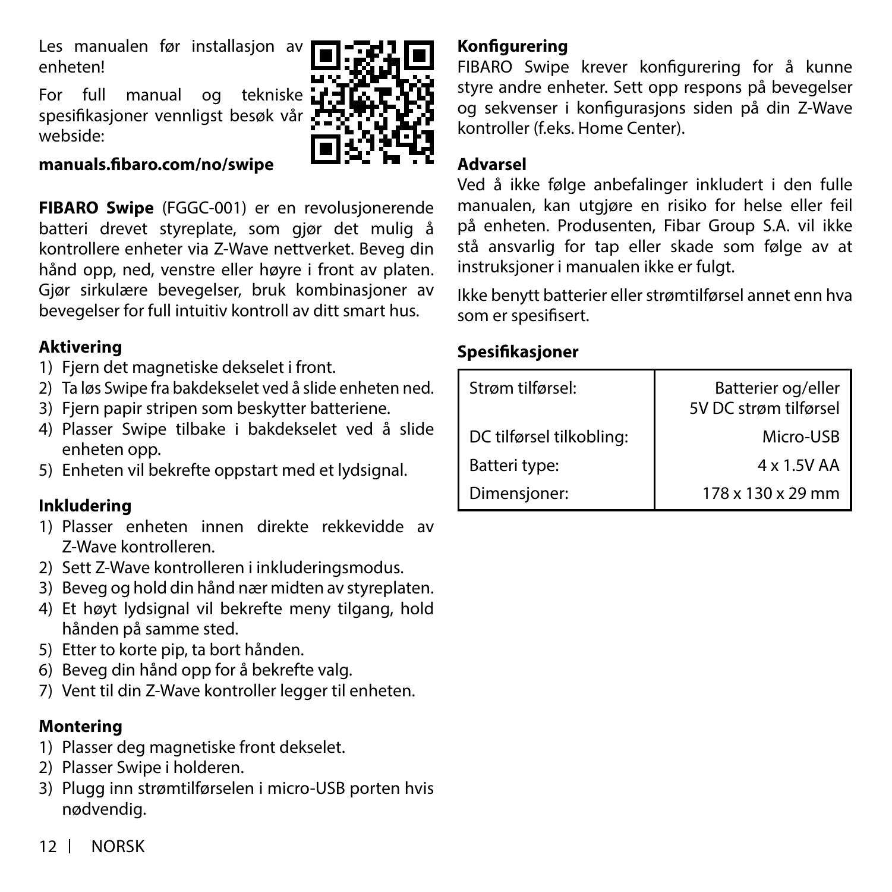Les manualen før installasjon av enheten!

For full manual og tekniske spesifikasjoner vennligst besøk vår webside:

**manuals.fibaro.com/no/swipe**

**FIBARO Swipe** (FGGC-001) er en revolusjonerende batteri drevet styreplate, som gjør det mulig å kontrollere enheter via Z-Wave nettverket. Beveg din hånd opp, ned, venstre eller høyre i front av platen. Gjør sirkulære bevegelser, bruk kombinasjoner av bevegelser for full intuitiv kontroll av ditt smart hus.

### Aktivering

1) Fjern det magnetiske dekselet i front.
2) Ta løs Swipe fra bakdekselet ved å slide enheten ned.
3) Fjern papir stripen som beskytter batteriene.
4) Plasser Swipe tilbake i bakdekselet ved å slide enheten opp.
5) Enheten vil bekrefte oppstart med et lydsignal.

### Inkludering

1) Plasser enheten innen direkte rekkevidde av Z-Wave kontrolleren.
2) Sett Z-Wave kontrolleren i inkluderingsmodus.
3) Beveg og hold din hånd nær midten av styreplaten.
4) Et høyt lydsignal vil bekrefte meny tilgang, hold hånden på samme sted.
5) Etter to korte pip, ta bort hånden.
6) Beveg din hånd opp for å bekrefte valg.
7) Vent til din Z-Wave kontroller legger til enheten.

### Montering

1) Plasser deg magnetiske front dekselet.
2) Plasser Swipe i holderen.
3) Plugg inn strømtilførselen i micro-USB porten hvis nødvendig.

### Konfigurering

FIBARO Swipe krever konfigurering for å kunne styre andre enheter. Sett opp respons på bevegelser og sekvenser i konfigurasjons siden på din Z-Wave kontroller (f.eks. Home Center).

### Advarsel

Ved å ikke følge anbefalinger inkludert i den fulle manualen, kan utgjøre en risiko for helse eller feil på enheten. Produsenten, Fibar Group S.A. vil ikke stå ansvarlig for tap eller skade som følge av at instruksjoner i manualen ikke er fulgt.

Ikke benytt batterier eller strømtilførsel annet enn hva som er spesifisert.

### Spesifikasjoner

| | |
|---|---|
| Strøm tilførsel: | Batterier og/eller 5V DC strøm tilførsel |
| DC tilførsel tilkobling: | Micro-USB |
| Batteri type: | 4 x 1.5V AA |
| Dimensjoner: | 178 x 130 x 29 mm |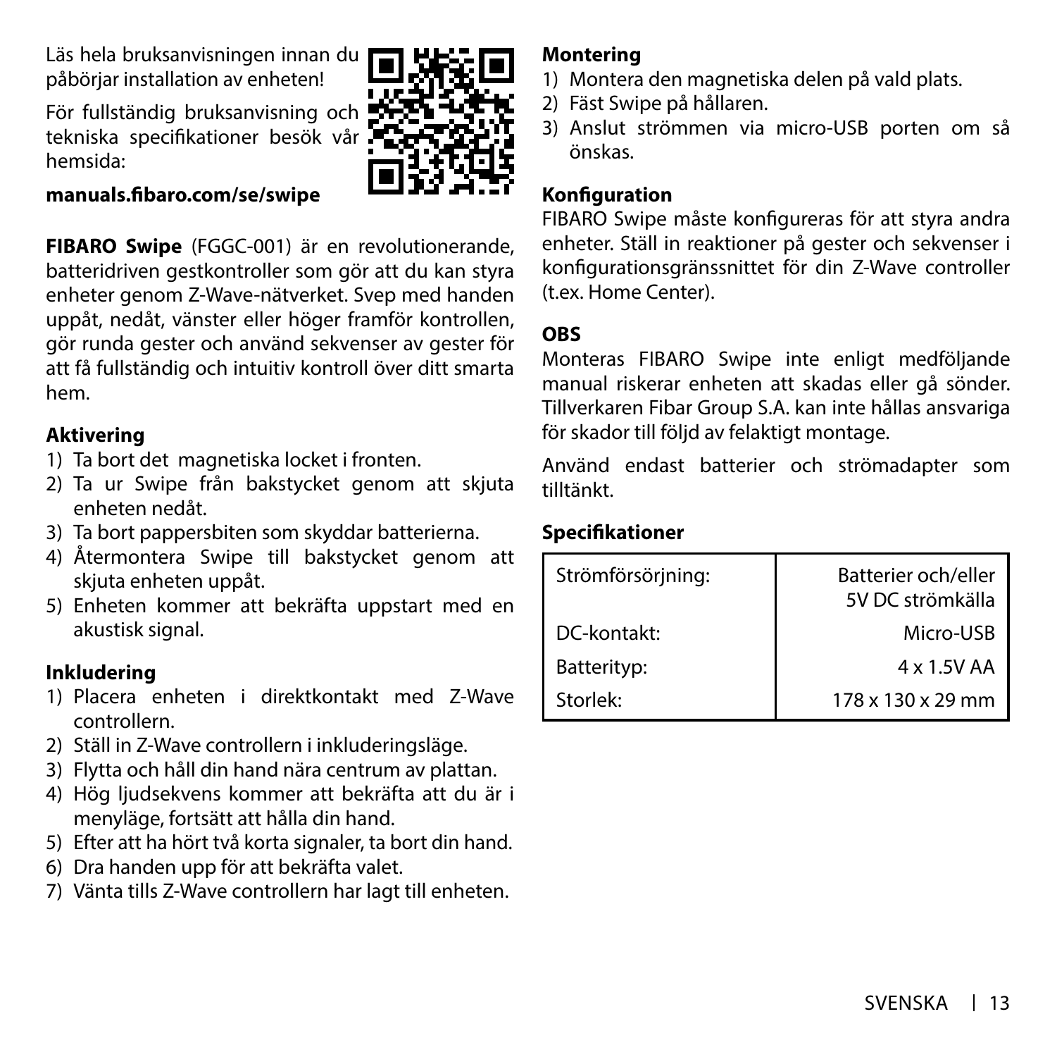Läs hela bruksanvisningen innan du påbörjar installation av enheten!

För fullständig bruksanvisning och tekniska specifikationer besök vår hemsida:

**manuals.fibaro.com/se/swipe**

**FIBARO Swipe** (FGGC-001) är en revolutionerande, batteridriven gestkontroller som gör att du kan styra enheter genom Z-Wave-nätverket. Svep med handen uppåt, nedåt, vänster eller höger framför kontrollen, gör runda gester och använd sekvenser av gester för att få fullständig och intuitiv kontroll över ditt smarta hem.

### Aktivering

1) Ta bort det magnetiska locket i fronten.
2) Ta ur Swipe från bakstycket genom att skjuta enheten nedåt.
3) Ta bort pappersbiten som skyddar batterierna.
4) Återmontera Swipe till bakstycket genom att skjuta enheten uppåt.
5) Enheten kommer att bekräfta uppstart med en akustisk signal.

### Inkludering

1) Placera enheten i direktkontakt med Z-Wave controllern.
2) Ställ in Z-Wave controllern i inkluderingsläge.
3) Flytta och håll din hand nära centrum av plattan.
4) Hög ljudsekvens kommer att bekräfta att du är i menyläge, fortsätt att hålla din hand.
5) Efter att ha hört två korta signaler, ta bort din hand.
6) Dra handen upp för att bekräfta valet.
7) Vänta tills Z-Wave controllern har lagt till enheten.

### Montering

1) Montera den magnetiska delen på vald plats.
2) Fäst Swipe på hållaren.
3) Anslut strömmen via micro-USB porten om så önskas.

### Konfiguration

FIBARO Swipe måste konfigureras för att styra andra enheter. Ställ in reaktioner på gester och sekvenser i konfigurationsgränssnittet för din Z-Wave controller (t.ex. Home Center).

### OBS

Monteras FIBARO Swipe inte enligt medföljande manual riskerar enheten att skadas eller gå sönder. Tillverkaren Fibar Group S.A. kan inte hållas ansvariga för skador till följd av felaktigt montage.

Använd endast batterier och strömadapter som tilltänkt.

### Specifikationer

| | |
|---|---|
| Strömförsörjning: | Batterier och/eller 5V DC strömkälla |
| DC-kontakt: | Micro-USB |
| Batterityp: | 4 x 1.5V AA |
| Storlek: | 178 x 130 x 29 mm |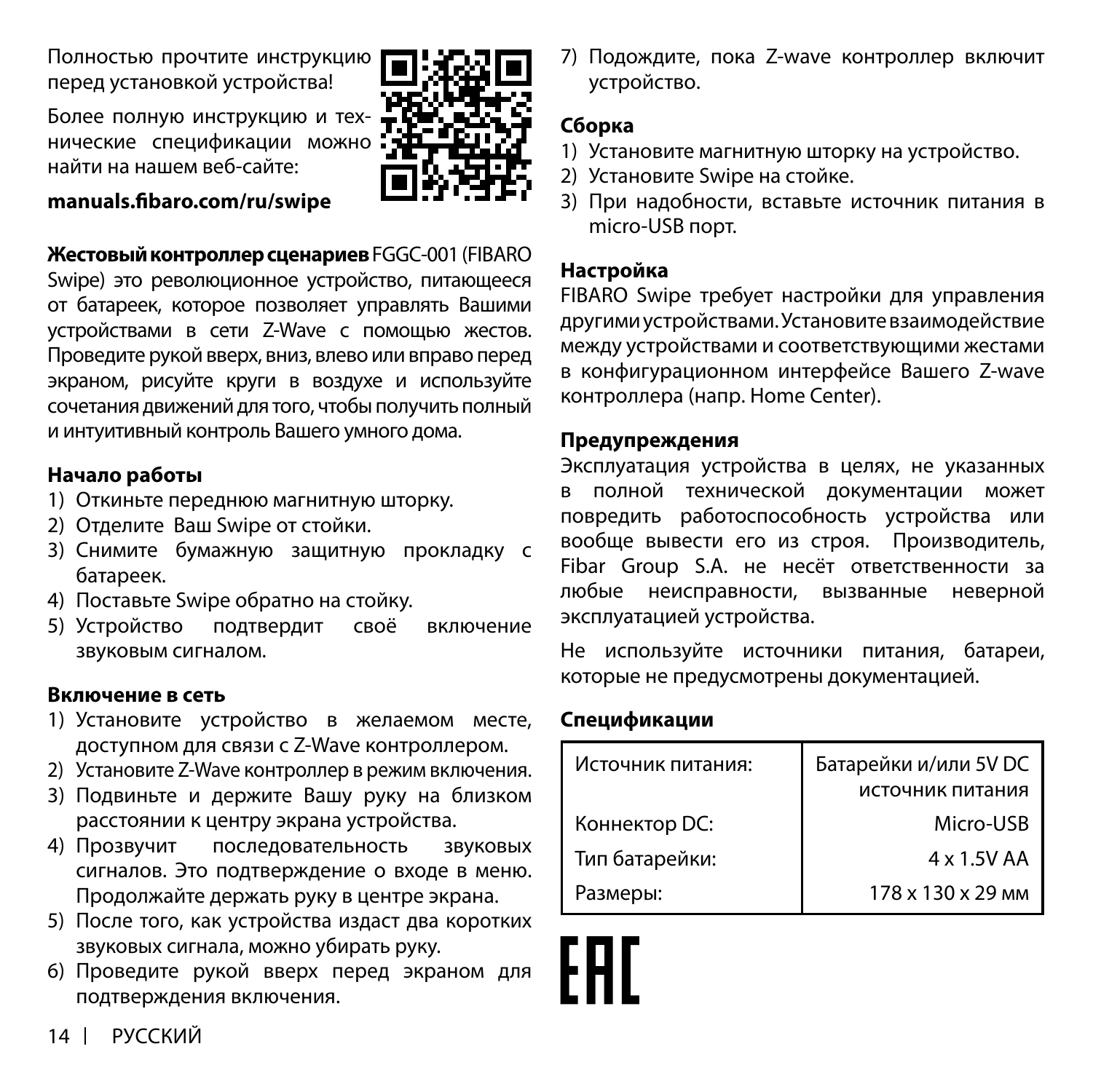Полностью прочтите инструкцию перед установкой устройства!

Более полную инструкцию и технические спецификации можно найти на нашем веб-сайте:

**manuals.fibaro.com/ru/swipe**

**Жестовый контроллер сценариев** FGGC-001 (FIBARO Swipe) это революционное устройство, питающееся от батареек, которое позволяет управлять Вашими устройствами в сети Z-Wave с помощью жестов. Проведите рукой вверх, вниз, влево или вправо перед экраном, рисуйте круги в воздухе и используйте сочетания движений для того, чтобы получить полный и интуитивный контроль Вашего умного дома.

### Начало работы

1) Откиньте переднюю магнитную шторку.
2) Отделите Ваш Swipe от стойки.
3) Снимите бумажную защитную прокладку с батареек.
4) Поставьте Swipe обратно на стойку.
5) Устройство подтвердит своё включение звуковым сигналом.

### Включение в сеть

1) Установите устройство в желаемом месте, доступном для связи с Z-Wave контроллером.
2) Установите Z-Wave контроллер в режим включения.
3) Подвиньте и держите Вашу руку на близком расстоянии к центру экрана устройства.
4) Прозвучит последовательность звуковых сигналов. Это подтверждение о входе в меню. Продолжайте держать руку в центре экрана.
5) После того, как устройства издаст два коротких звуковых сигнала, можно убирать руку.
6) Проведите рукой вверх перед экраном для подтверждения включения.
7) Подождите, пока Z-wave контроллер включит устройство.

### Сборка

1) Установите магнитную шторку на устройство.
2) Установите Swipe на стойке.
3) При надобности, вставьте источник питания в micro-USB порт.

### Настройка

FIBARO Swipe требует настройки для управления другими устройствами. Установите взаимодействие между устройствами и соответствующими жестами в конфигурационном интерфейсе Вашего Z-wave контроллера (напр. Home Center).

### Предупреждения

Эксплуатация устройства в целях, не указанных в полной технической документации может повредить работоспособность устройства или вообще вывести его из строя. Производитель, Fibar Group S.A. не несёт ответственности за любые неисправности, вызванные неверной эксплуатацией устройства.

Не используйте источники питания, батареи, которые не предусмотрены документацией.

### Спецификации

| | |
|---|---|
| Источник питания: | Батарейки и/или 5V DC источник питания |
| Коннектор DC: | Micro-USB |
| Тип батарейки: | 4 x 1.5V AA |
| Размеры: | 178 x 130 x 29 мм |

EAC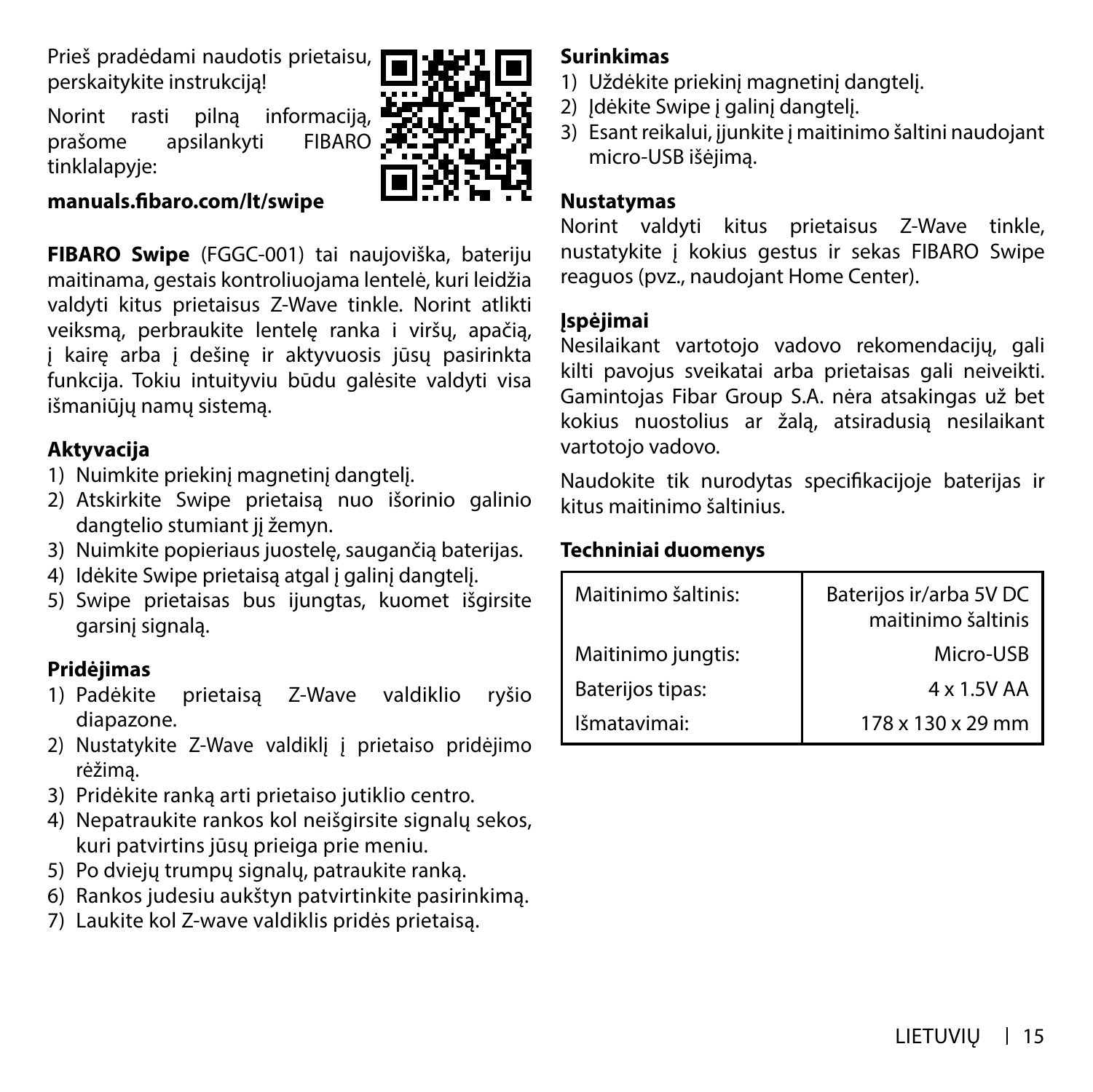Prieš pradėdami naudotis prietaisu, perskaitykite instrukciją!

Norint rasti pilną informaciją, prašome apsilankyti FIBARO tinklalapyje:

**manuals.fibaro.com/lt/swipe**

**FIBARO Swipe** (FGGC-001) tai naujoviška, bateriju maitinama, gestais kontroliuojama lentelė, kuri leidžia valdyti kitus prietaisus Z-Wave tinkle. Norint atlikti veiksmą, perbraukite lentelę ranka i viršų, apačią, į kairę arba į dešinę ir aktyvuosis jūsų pasirinkta funkcija. Tokiu intuityviu būdu galėsite valdyti visa išmaniūjų namų sistemą.

## Aktyvacija

1) Nuimkite priekinį magnetinį dangtelį.
2) Atskirkite Swipe prietaisą nuo išorinio galinio dangtelio stumiant jį žemyn.
3) Nuimkite popieriaus juostelę, saugančią baterijas.
4) Idėkite Swipe prietaisą atgal į galinį dangtelį.
5) Swipe prietaisas bus ijungtas, kuomet išgirsite garsinį signalą.

## Pridėjimas

1) Padėkite prietaisą Z-Wave valdiklio ryšio diapazone.
2) Nustatykite Z-Wave valdiklį į prietaiso pridėjimo rėžimą.
3) Pridėkite ranką arti prietaiso jutiklio centro.
4) Nepatraukite rankos kol neišgirsite signalų sekos, kuri patvirtins jūsų prieiga prie meniu.
5) Po dviejų trumpų signalų, patraukite ranką.
6) Rankos judesiu aukštyn patvirtinkite pasirinkimą.
7) Laukite kol Z-wave valdiklis pridės prietaisą.

## Surinkimas

1) Uždėkite priekinį magnetinį dangtelį.
2) Įdėkite Swipe į galinį dangtelį.
3) Esant reikalui, įjunkite į maitinimo šaltini naudojant micro-USB išėjimą.

## Nustatymas

Norint valdyti kitus prietaisus Z-Wave tinkle, nustatykite į kokius gestus ir sekas FIBARO Swipe reaguos (pvz., naudojant Home Center).

## Įspėjimai

Nesilaikant vartotojo vadovo rekomendacijų, gali kilti pavojus sveikatai arba prietaisas gali neiveikti. Gamintojas Fibar Group S.A. nėra atsakingas už bet kokius nuostolius ar žalą, atsiradusią nesilaikant vartotojo vadovo.

Naudokite tik nurodytas specifikacijoje baterijas ir kitus maitinimo šaltinius.

## Techniniai duomenys

| | |
|---|---|
| Maitinimo šaltinis: | Baterijos ir/arba 5V DC maitinimo šaltinis |
| Maitinimo jungtis: | Micro-USB |
| Baterijos tipas: | 4 x 1.5V AA |
| Išmatavimai: | 178 x 130 x 29 mm |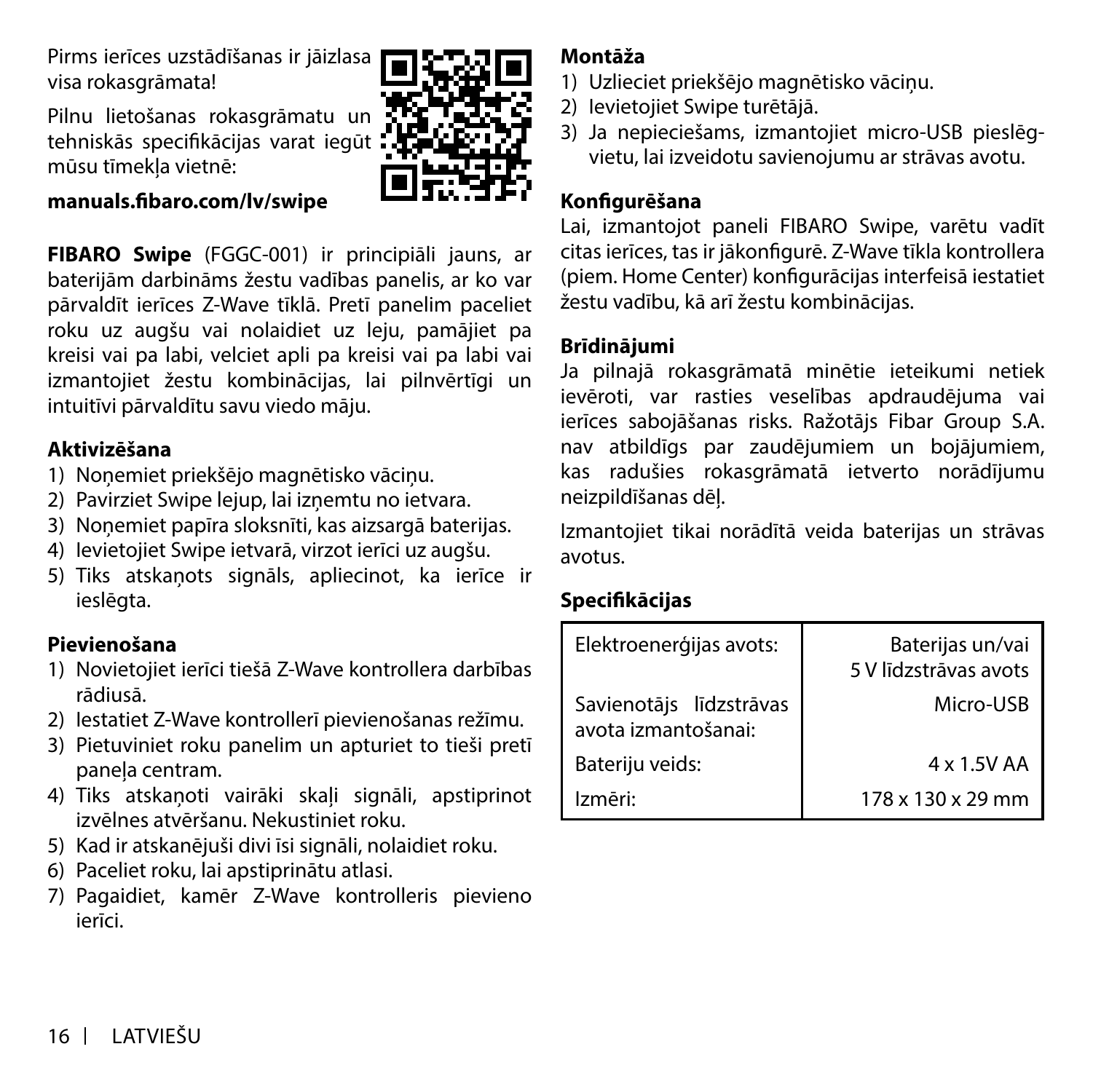Pirms ierīces uzstādīšanas ir jāizlasa visa rokasgrāmata!

Pilnu lietošanas rokasgrāmatu un tehniskās specifikācijas varat iegūt mūsu tīmekļa vietnē:

**manuals.fibaro.com/lv/swipe**

**FIBARO Swipe** (FGGC-001) ir principiāli jauns, ar baterijām darbināms žestu vadības panelis, ar ko var pārvaldīt ierīces Z-Wave tīklā. Pretī panelim paceliet roku uz augšu vai nolaidiet uz leju, pamājiet pa kreisi vai pa labi, velciet apli pa kreisi vai pa labi vai izmantojiet žestu kombinācijas, lai pilnvērtīgi un intuitīvi pārvaldītu savu viedo māju.

### Aktivizēšana

1) Noņemiet priekšējo magnētisko vāciņu.
2) Pavirziet Swipe lejup, lai izņemtu no ietvara.
3) Noņemiet papīra sloksnīti, kas aizsargā baterijas.
4) Ievietojiet Swipe ietvarā, virzot ierīci uz augšu.
5) Tiks atskaņots signāls, apliecinot, ka ierīce ir ieslēgta.

### Pievienošana

1) Novietojiet ierīci tiešā Z-Wave kontrollera darbības rādiusā.
2) Iestatiet Z-Wave kontrollerī pievienošanas režīmu.
3) Pietuviniet roku panelim un apturiet to tieši pretī paneļa centram.
4) Tiks atskaņoti vairāki skaļi signāli, apstiprinot izvēlnes atvēršanu. Nekustiniet roku.
5) Kad ir atskanējuši divi īsi signāli, nolaidiet roku.
6) Paceliet roku, lai apstiprinātu atlasi.
7) Pagaidiet, kamēr Z-Wave kontrolleris pievieno ierīci.

### Montāža

1) Uzlieciet priekšējo magnētisko vāciņu.
2) Ievietojiet Swipe turētājā.
3) Ja nepieciešams, izmantojiet micro-USB pieslēgvietu, lai izveidotu savienojumu ar strāvas avotu.

### Konfigurēšana

Lai, izmantojot paneli FIBARO Swipe, varētu vadīt citas ierīces, tas ir jākonfigurē. Z-Wave tīkla kontrollera (piem. Home Center) konfigurācijas interfeisā iestatiet žestu vadību, kā arī žestu kombinācijas.

### Brīdinājumi

Ja pilnajā rokasgrāmatā minētie ieteikumi netiek ievēroti, var rasties veselības apdraudējuma vai ierīces sabojāšanas risks. Ražotājs Fibar Group S.A. nav atbildīgs par zaudējumiem un bojājumiem, kas radušies rokasgrāmatā ietverto norādījumu neizpildīšanas dēļ.

Izmantojiet tikai norādītā veida baterijas un strāvas avotus.

### Specifikācijas

| | |
|---|---|
| Elektroenerģijas avots: | Baterijas un/vai 5 V līdzstrāvas avots |
| Savienotājs līdzstrāvas avota izmantošanai: | Micro-USB |
| Bateriju veids: | 4 x 1.5V AA |
| Izmēri: | 178 x 130 x 29 mm |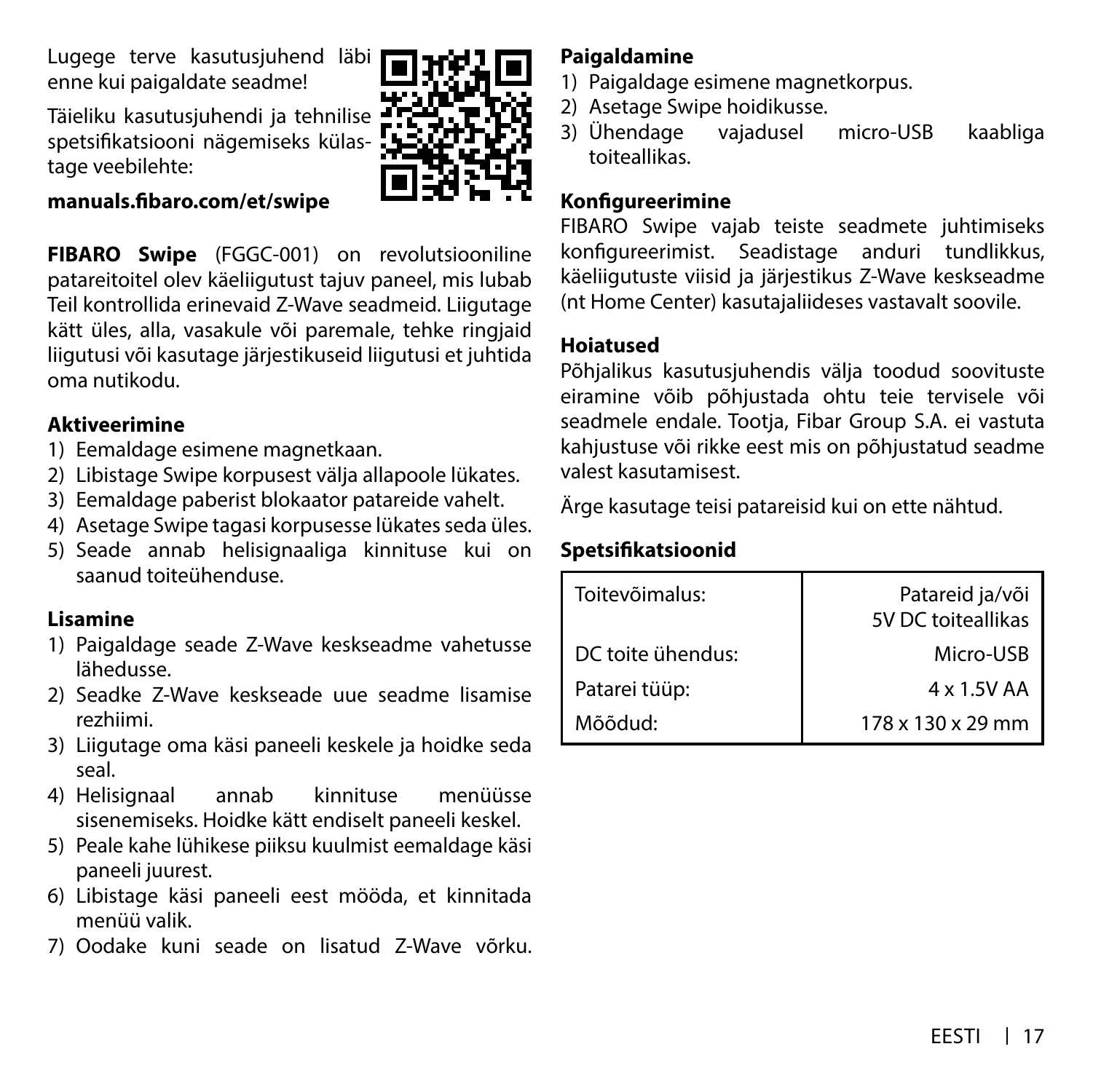Lugege terve kasutusjuhend läbi enne kui paigaldate seadme!

Täieliku kasutusjuhendi ja tehnilise spetsifikatsiooni nägemiseks külastage veebilehte:

**manuals.fibaro.com/et/swipe**

**FIBARO Swipe** (FGGC-001) on revolutsiooniline patareitoitel olev käeliigutust tajuv paneel, mis lubab Teil kontrollida erinevaid Z-Wave seadmeid. Liigutage kätt üles, alla, vasakule või paremale, tehke ringjaid liigutusi või kasutage järjestikuseid liigutusi et juhtida oma nutikodu.

**Aktiveerimine**

1) Eemaldage esimene magnetkaan.
2) Libistage Swipe korpusest välja allapoole lükates.
3) Eemaldage paberist blokaator patareide vahelt.
4) Asetage Swipe tagasi korpusesse lükates seda üles.
5) Seade annab helisignaaliga kinnituse kui on saanud toiteühenduse.

**Lisamine**

1) Paigaldage seade Z-Wave keskseadme vahetusse lähedusse.
2) Seadke Z-Wave keskseade uue seadme lisamise rezhiimi.
3) Liigutage oma käsi paneeli keskele ja hoidke seda seal.
4) Helisignaal annab kinnituse menüüsse sisenemiseks. Hoidke kätt endiselt paneeli keskel.
5) Peale kahe lühikese piiksu kuulmist eemaldage käsi paneeli juurest.
6) Libistage käsi paneeli eest mööda, et kinnitada menüü valik.
7) Oodake kuni seade on lisatud Z-Wave võrku.

**Paigaldamine**

1) Paigaldage esimene magnetkorpus.
2) Asetage Swipe hoidikusse.
3) Ühendage vajadusel micro-USB kaabliga toiteallikas.

**Konfigureerimine**

FIBARO Swipe vajab teiste seadmete juhtimiseks konfigureerimist. Seadistage anduri tundlikkus, käeliigutuste viisid ja järjestikus Z-Wave keskseadme (nt Home Center) kasutajaliideses vastavalt soovile.

**Hoiatused**

Põhjalikus kasutusjuhendis välja toodud soovituste eiramine võib põhjustada ohtu teie tervisele või seadmele endale. Tootja, Fibar Group S.A. ei vastuta kahjustuse või rikke eest mis on põhjustatud seadme valest kasutamisest.

Ärge kasutage teisi patareisid kui on ette nähtud.

**Spetsifikatsioonid**

| | |
|---|---|
| Toitevõimalus: | Patareid ja/või 5V DC toiteallikas |
| DC toite ühendus: | Micro-USB |
| Patarei tüüp: | 4 x 1.5V AA |
| Mõõdud: | 178 x 130 x 29 mm |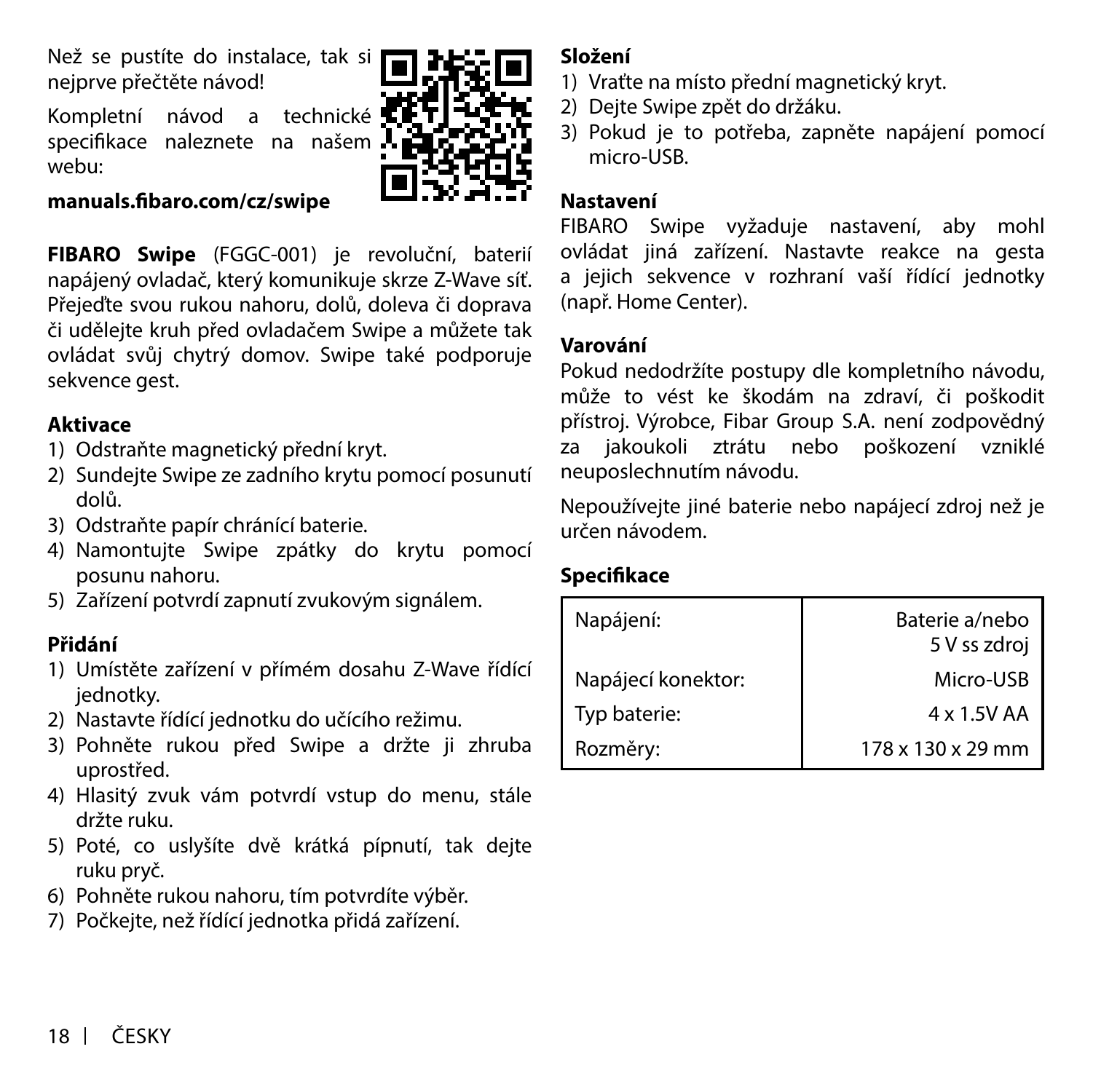Než se pustíte do instalace, tak si nejprve přečtěte návod!

Kompletní návod a technické specifikace naleznete na našem webu:

**manuals.fibaro.com/cz/swipe**

**FIBARO Swipe** (FGGC-001) je revoluční, baterií napájený ovladač, který komunikuje skrze Z-Wave síť. Přejeďte svou rukou nahoru, dolů, doleva či doprava či udělejte kruh před ovladačem Swipe a můžete tak ovládat svůj chytrý domov. Swipe také podporuje sekvence gest.

**Aktivace**

1) Odstraňte magnetický přední kryt.
2) Sundejte Swipe ze zadního krytu pomocí posunutí dolů.
3) Odstraňte papír chránící baterie.
4) Namontujte Swipe zpátky do krytu pomocí posunu nahoru.
5) Zařízení potvrdí zapnutí zvukovým signálem.

**Přidání**

1) Umístěte zařízení v přímém dosahu Z-Wave řídící jednotky.
2) Nastavte řídící jednotku do učícího režimu.
3) Pohněte rukou před Swipe a držte ji zhruba uprostřed.
4) Hlasitý zvuk vám potvrdí vstup do menu, stále držte ruku.
5) Poté, co uslyšíte dvě krátká pípnutí, tak dejte ruku pryč.
6) Pohněte rukou nahoru, tím potvrdíte výběr.
7) Počkejte, než řídící jednotka přidá zařízení.

**Složení**

1) Vraťte na místo přední magnetický kryt.
2) Dejte Swipe zpět do držáku.
3) Pokud je to potřeba, zapněte napájení pomocí micro-USB.

**Nastavení**

FIBARO Swipe vyžaduje nastavení, aby mohl ovládat jiná zařízení. Nastavte reakce na gesta a jejich sekvence v rozhraní vaší řídící jednotky (např. Home Center).

**Varování**

Pokud nedodržíte postupy dle kompletního návodu, může to vést ke škodám na zdraví, či poškodit přístroj. Výrobce, Fibar Group S.A. není zodpovědný za jakoukoli ztrátu nebo poškození vzniklé neuposlechnutím návodu.

Nepoužívejte jiné baterie nebo napájecí zdroj než je určen návodem.

**Specifikace**

| | |
|---|---|
| Napájení: | Baterie a/nebo 5 V ss zdroj |
| Napájecí konektor: | Micro-USB |
| Typ baterie: | 4 x 1.5V AA |
| Rozměry: | 178 x 130 x 29 mm |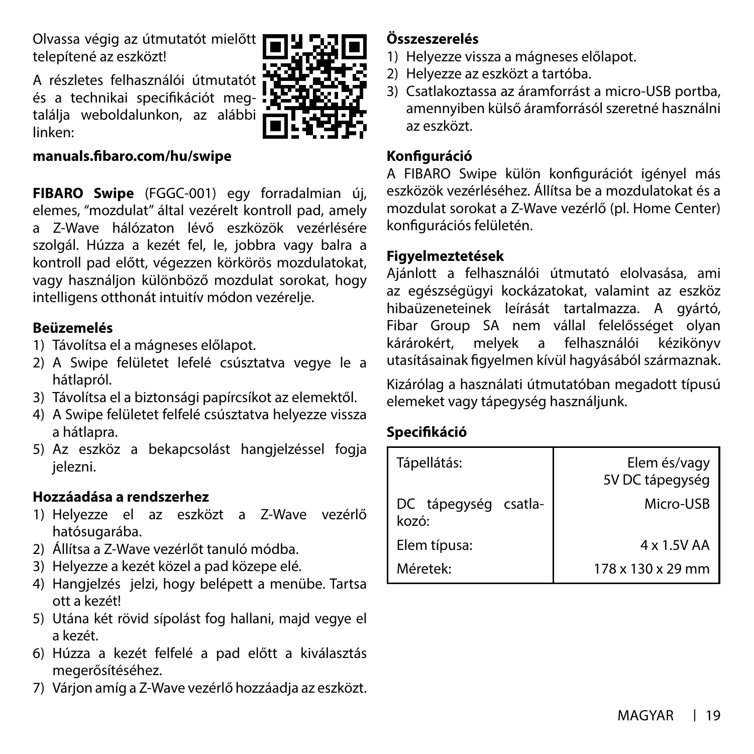Olvassa végig az útmutatót mielőtt telepítené az eszközt!

A részletes felhasználói útmutatót és a technikai specifikációt megtalálja weboldalunkon, az alábbi linken:

**manuals.fibaro.com/hu/swipe**

**FIBARO Swipe** (FGGC-001) egy forradalmian új, elemes, "mozdulat" által vezérelt kontroll pad, amely a Z-Wave hálózaton lévő eszközök vezérlésére szolgál. Húzza a kezét fel, le, jobbra vagy balra a kontroll pad előtt, végezzen körkörös mozdulatokat, vagy használjon különböző mozdulat sorokat, hogy intelligens otthonát intuitív módon vezérelje.

**Beüzemelés**

1) Távolítsa el a mágneses előlapot.
2) A Swipe felületet lefelé csúsztatva vegye le a hátlapról.
3) Távolítsa el a biztonsági papírcsíkot az elemektől.
4) A Swipe felületet felfelé csúsztatva helyezze vissza a hátlapra.
5) Az eszköz a bekapcsolást hangjelzéssel fogja jelezni.

**Hozzáadása a rendszerhez**

1) Helyezze el az eszközt a Z-Wave vezérlő hatósugarába.
2) Állítsa a Z-Wave vezérlőt tanuló módba.
3) Helyezze a kezét közel a pad közepe elé.
4) Hangjelzés jelzi, hogy belépett a menübe. Tartsa ott a kezét!
5) Utána két rövid sípolást fog hallani, majd vegye el a kezét.
6) Húzza a kezét felfelé a pad előtt a kiválasztás megerősítéséhez.
7) Várjon amíg a Z-Wave vezérlő hozzáadja az eszközt.

**Összeszerelés**

1) Helyezze vissza a mágneses előlapot.
2) Helyezze az eszközt a tartóba.
3) Csatlakoztassa az áramforrást a micro-USB portba, amennyiben külső áramforrásól szeretné használni az eszközt.

**Konfiguráció**

A FIBARO Swipe külön konfigurációt igényel más eszközök vezérléséhez. Állítsa be a mozdulatokat és a mozdulat sorokat a Z-Wave vezérlő (pl. Home Center) konfigurációs felületén.

**Figyelmeztetések**

Ajánlott a felhasználói útmutató elolvasása, ami az egészségügyi kockázatokat, valamint az eszköz hibaüzeneteinek leírását tartalmazza. A gyártó, Fibar Group SA nem vállal felelősséget olyan kárárokért, melyek a felhasználói kézikönyv utasításainak figyelmen kívül hagyásából származnak.

Kizárólag a használati útmutatóban megadott típusú elemeket vagy tápegység használjunk.

**Specifikáció**

| | |
|---|---|
| Tápellátás: | Elem és/vagy 5V DC tápegység |
| DC tápegység csatlakozó: | Micro-USB |
| Elem típusa: | 4 x 1.5V AA |
| Méretek: | 178 x 130 x 29 mm |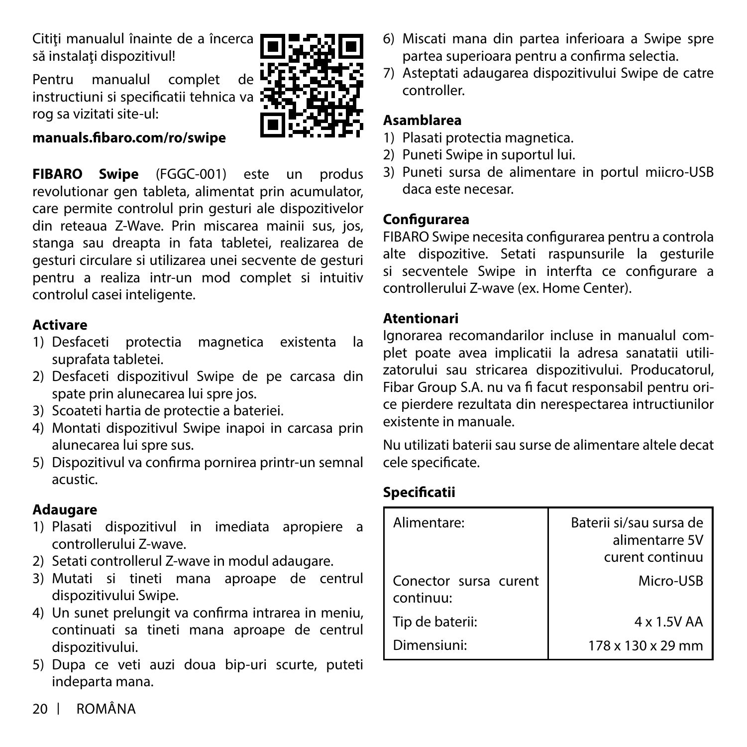Citiţi manualul înainte de a încerca să instalaţi dispozitivul!

Pentru manualul complet de instructiuni si specificatii tehnica va rog sa vizitati site-ul:

**manuals.fibaro.com/ro/swipe**

**FIBARO Swipe** (FGGC-001) este un produs revolutionar gen tableta, alimentat prin acumulator, care permite controlul prin gesturi ale dispozitivelor din reteaua Z-Wave. Prin miscarea mainii sus, jos, stanga sau dreapta in fata tabletei, realizarea de gesturi circulare si utilizarea unei secvente de gesturi pentru a realiza intr-un mod complet si intuitiv controlul casei inteligente.

**Activare**

1) Desfaceti protectia magnetica existenta la suprafata tabletei.
2) Desfaceti dispozitivul Swipe de pe carcasa din spate prin alunecarea lui spre jos.
3) Scoateti hartia de protectie a bateriei.
4) Montati dispozitivul Swipe inapoi in carcasa prin alunecarea lui spre sus.
5) Dispozitivul va confirma pornirea printr-un semnal acustic.

**Adaugare**

1) Plasati dispozitivul in imediata apropiere a controllerului Z-wave.
2) Setati controllerul Z-wave in modul adaugare.
3) Mutati si tineti mana aproape de centrul dispozitivului Swipe.
4) Un sunet prelungit va confirma intrarea in meniu, continuati sa tineti mana aproape de centrul dispozitivului.
5) Dupa ce veti auzi doua bip-uri scurte, puteti indeparta mana.
6) Miscati mana din partea inferioara a Swipe spre partea superioara pentru a confirma selectia.
7) Asteptati adaugarea dispozitivului Swipe de catre controller.

**Asamblarea**

1) Plasati protectia magnetica.
2) Puneti Swipe in suportul lui.
3) Puneti sursa de alimentare in portul miicro-USB daca este necesar.

**Configurarea**

FIBARO Swipe necesita configurarea pentru a controla alte dispozitive. Setati raspunsurile la gesturile si secventele Swipe in interfta ce configurare a controllerului Z-wave (ex. Home Center).

**Atentionari**

Ignorarea recomandarilor incluse in manualul complet poate avea implicatii la adresa sanatatii utilizatorului sau stricarea dispozitivului. Producatorul, Fibar Group S.A. nu va fi facut responsabil pentru orice pierdere rezultata din nerespectarea intructiunilor existente in manuale.

Nu utilizati baterii sau surse de alimentare altele decat cele specificate.

**Specificatii**

| | |
|---|---|
| Alimentare: | Baterii si/sau sursa de alimentarre 5V curent continuu |
| Conector sursa curent continuu: | Micro-USB |
| Tip de baterii: | 4 x 1.5V AA |
| Dimensiuni: | 178 x 130 x 29 mm |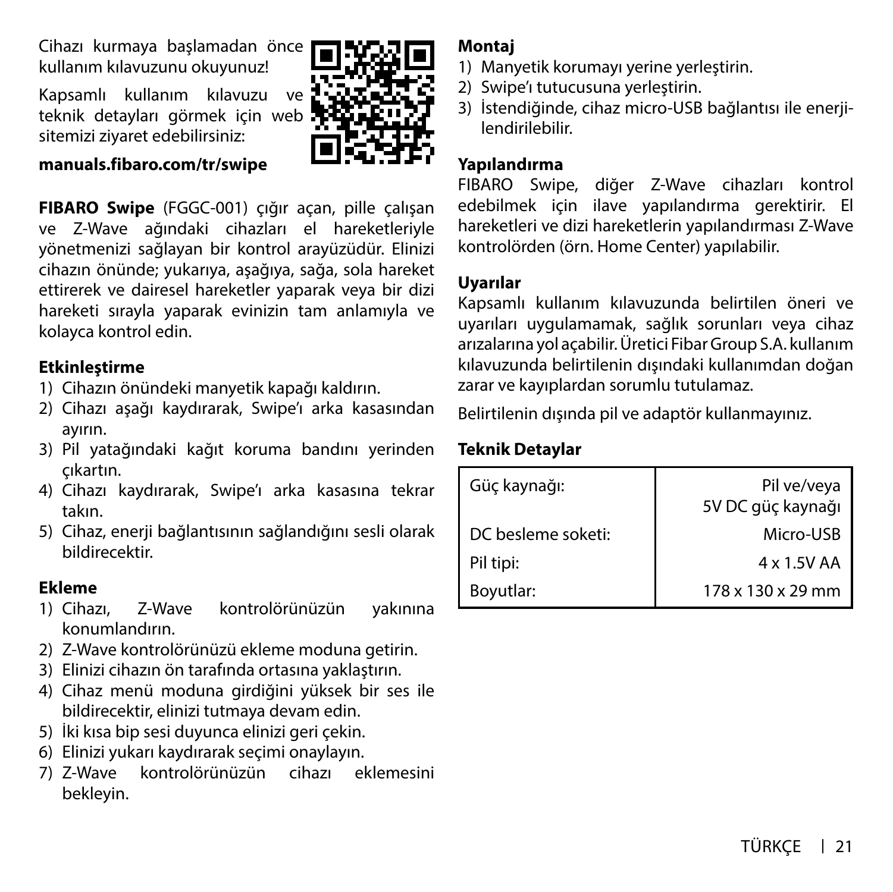Cihazı kurmaya başlamadan önce kullanım kılavuzunu okuyunuz!

Kapsamlı kullanım kılavuzu ve teknik detayları görmek için web sitemizi ziyaret edebilirsiniz:

**manuals.fibaro.com/tr/swipe**

**FIBARO Swipe** (FGGC-001) çığır açan, pille çalışan ve Z-Wave ağındaki cihazları el hareketleriyle yönetmenizi sağlayan bir kontrol arayüzüdür. Elinizi cihazın önünde; yukarıya, aşağıya, sağa, sola hareket ettirerek ve dairesel hareketler yaparak veya bir dizi hareketi sırayla yaparak evinizin tam anlamıyla ve kolayca kontrol edin.

## Etkinleştirme

1) Cihazın önündeki manyetik kapağı kaldırın.
2) Cihazı aşağı kaydırarak, Swipe'ı arka kasasından ayırın.
3) Pil yatağındaki kağıt koruma bandını yerinden çıkartın.
4) Cihazı kaydırarak, Swipe'ı arka kasasına tekrar takın.
5) Cihaz, enerji bağlantısının sağlandığını sesli olarak bildirecektir.

## Ekleme

1) Cihazı, Z-Wave kontrolörünüzün yakınına konumlandırın.
2) Z-Wave kontrolörünüzü ekleme moduna getirin.
3) Elinizi cihazın ön tarafında ortasına yaklaştırın.
4) Cihaz menü moduna girdiğini yüksek bir ses ile bildirecektir, elinizi tutmaya devam edin.
5) İki kısa bip sesi duyunca elinizi geri çekin.
6) Elinizi yukarı kaydırarak seçimi onaylayın.
7) Z-Wave kontrolörünüzün cihazı eklemesini bekleyin.

## Montaj

1) Manyetik korumayı yerine yerleştirin.
2) Swipe'ı tutucusuna yerleştirin.
3) İstendiğinde, cihaz micro-USB bağlantısı ile enerjilendirilebilir.

## Yapılandırma

FIBARO Swipe, diğer Z-Wave cihazları kontrol edebilmek için ilave yapılandırma gerektirir. El hareketleri ve dizi hareketlerin yapılandırması Z-Wave kontrolörden (örn. Home Center) yapılabilir.

## Uyarılar

Kapsamlı kullanım kılavuzunda belirtilen öneri ve uyarıları uygulamamak, sağlık sorunları veya cihaz arızalarına yol açabilir. Üretici Fibar Group S.A. kullanım kılavuzunda belirtilenin dışındaki kullanımdan doğan zarar ve kayıplardan sorumlu tutulamaz.

Belirtilenin dışında pil ve adaptör kullanmayınız.

## Teknik Detaylar

| | |
|---|---|
| Güç kaynağı: | Pil ve/veya 5V DC güç kaynağı |
| DC besleme soketi: | Micro-USB |
| Pil tipi: | 4 x 1.5V AA |
| Boyutlar: | 178 x 130 x 29 mm |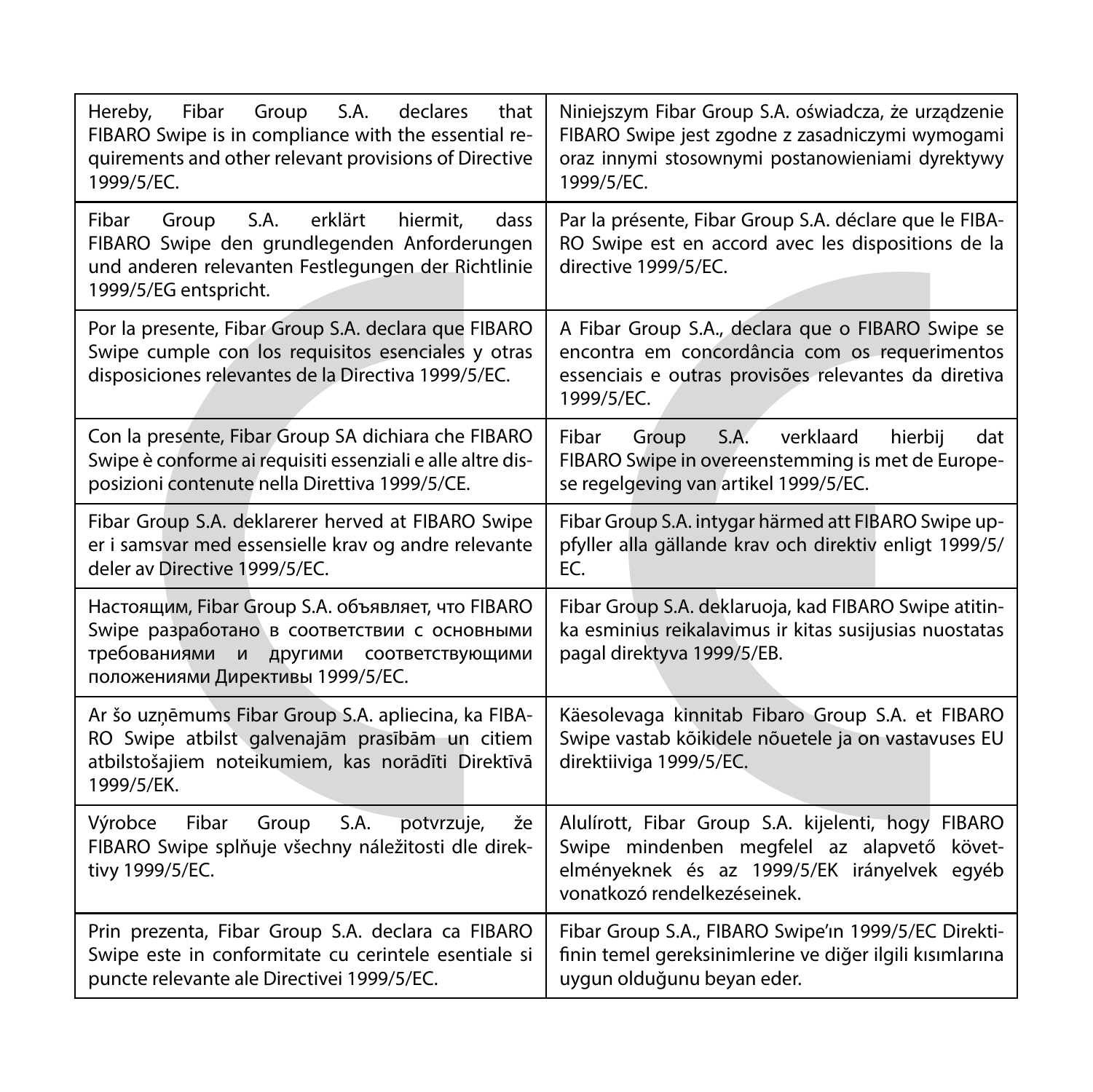| | |
|---|---|
| Hereby, Fibar Group S.A. declares that FIBARO Swipe is in compliance with the essential requirements and other relevant provisions of Directive 1999/5/EC. | Niniejszym Fibar Group S.A. oświadcza, że urządzenie FIBARO Swipe jest zgodne z zasadniczymi wymogami oraz innymi stosownymi postanowieniami dyrektywy 1999/5/EC. |
| Fibar Group S.A. erklärt hiermit, dass FIBARO Swipe den grundlegenden Anforderungen und anderen relevanten Festlegungen der Richtlinie 1999/5/EG entspricht. | Par la présente, Fibar Group S.A. déclare que le FIBARO Swipe est en accord avec les dispositions de la directive 1999/5/EC. |
| Por la presente, Fibar Group S.A. declara que FIBARO Swipe cumple con los requisitos esenciales y otras disposiciones relevantes de la Directiva 1999/5/EC. | A Fibar Group S.A., declara que o FIBARO Swipe se encontra em concordância com os requerimentos essenciais e outras provisões relevantes da diretiva 1999/5/EC. |
| Con la presente, Fibar Group SA dichiara che FIBARO Swipe è conforme ai requisiti essenziali e alle altre disposizioni contenute nella Direttiva 1999/5/CE. | Fibar Group S.A. verklaard hierbij dat FIBARO Swipe in overeenstemming is met de Europese regelgeving van artikel 1999/5/EC. |
| Fibar Group S.A. deklarerer herved at FIBARO Swipe er i samsvar med essensielle krav og andre relevante deler av Directive 1999/5/EC. | Fibar Group S.A. intygar härmed att FIBARO Swipe uppfyller alla gällande krav och direktiv enligt 1999/5/EC. |
| Настоящим, Fibar Group S.A. объявляет, что FIBARO Swipe разработано в соответствии с основными требованиями и другими соответствующими положениями Директивы 1999/5/EC. | Fibar Group S.A. deklaruoja, kad FIBARO Swipe atitinka esminius reikalavimus ir kitas susijusias nuostatas pagal direktyva 1999/5/EB. |
| Ar šo uzņēmums Fibar Group S.A. apliecina, ka FIBARO Swipe atbilst galvenajām prasībām un citiem atbilstošajiem noteikumiem, kas norādīti Direktīvā 1999/5/EK. | Käesolevaga kinnitab Fibaro Group S.A. et FIBARO Swipe vastab kõikidele nõuetele ja on vastavuses EU direktiiviga 1999/5/EC. |
| Výrobce Fibar Group S.A. potvrzuje, že FIBARO Swipe splňuje všechny náležitosti dle direktivy 1999/5/EC. | Alulírott, Fibar Group S.A. kijelenti, hogy FIBARO Swipe mindenben megfelel az alapvető követelményeknek és az 1999/5/EK irányelvek egyéb vonatkozó rendelkezéseinek. |
| Prin prezenta, Fibar Group S.A. declara ca FIBARO Swipe este in conformitate cu cerintele esentiale si puncte relevante ale Directivei 1999/5/EC. | Fibar Group S.A., FIBARO Swipe'ın 1999/5/EC Direktifinin temel gereksinimlerine ve diğer ilgili kısımlarına uygun olduğunu beyan eder. |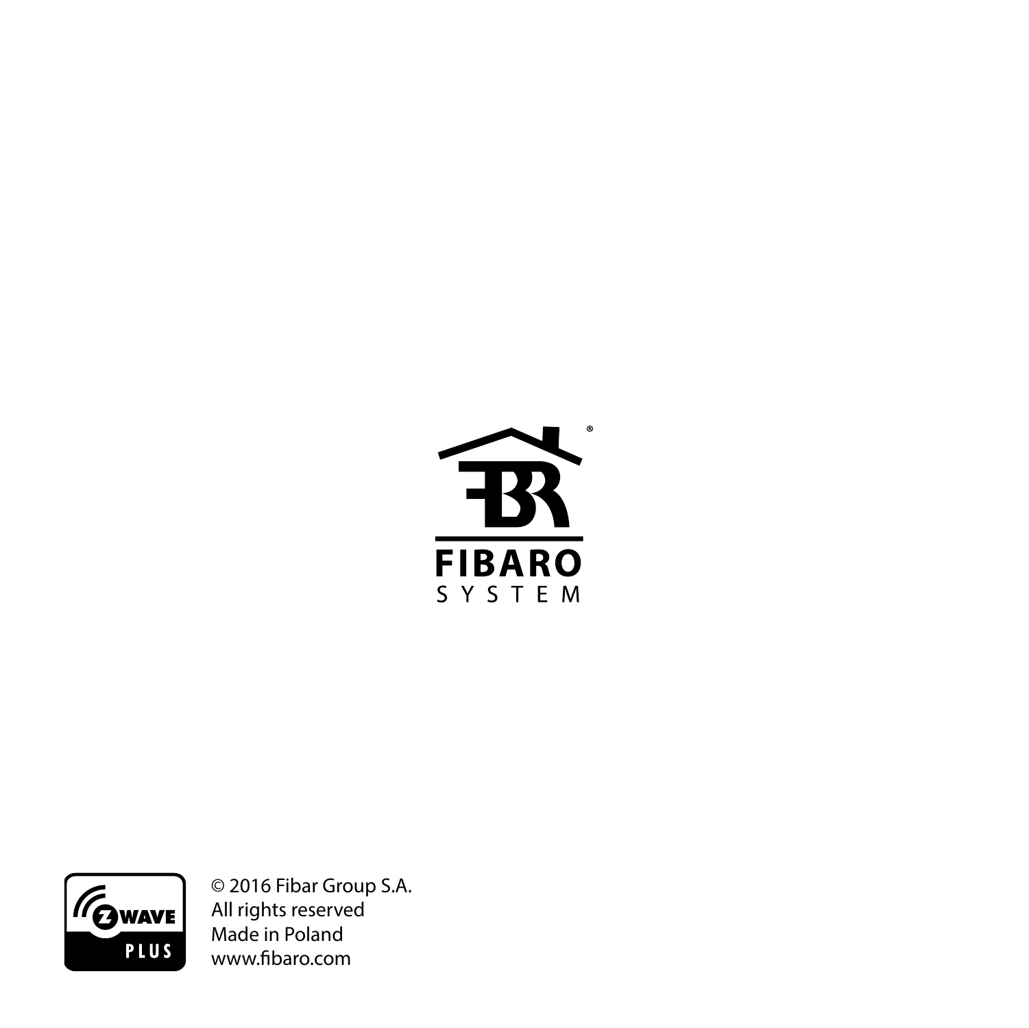FIBARO

SYSTEM

© 2016 Fibar Group S.A.
All rights reserved
Made in Poland
www.fibaro.com